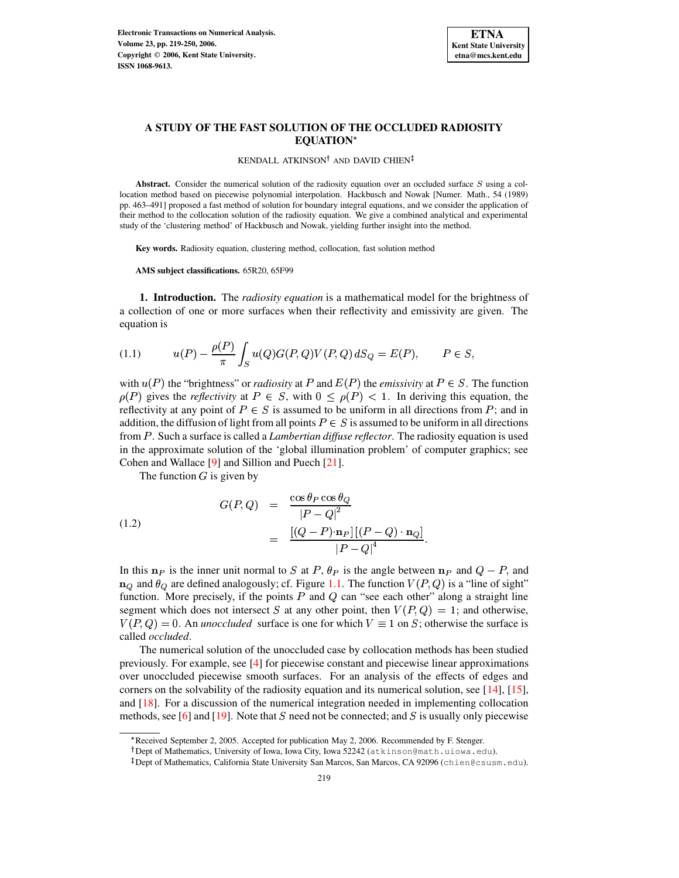# A STUDY OF THE FAST SOLUTION OF THE OCCLUDED RADIOSITY EQUATION*

KENDALL ATKINSON† AND DAVID CHIEN‡

**Abstract.** Consider the numerical solution of the radiosity equation over an occluded surface $S$ using a collocation method based on piecewise polynomial interpolation. Hackbusch and Nowak [Numer. Math., 54 (1989) pp. 463–491] proposed a fast method of solution for boundary integral equations, and we consider the application of their method to the collocation solution of the radiosity equation. We give a combined analytical and experimental study of the 'clustering method' of Hackbusch and Nowak, yielding further insight into the method.

**Key words.** Radiosity equation, clustering method, collocation, fast solution method

**AMS subject classifications.** 65R20, 65F99

## 1. Introduction.

The *radiosity equation* is a mathematical model for the brightness of a collection of one or more surfaces when their reflectivity and emissivity are given. The equation is

$$u(P) - \frac{\rho(P)}{\pi} \int_S u(Q) G(P,Q) V(P,Q)\, dS_Q = E(P), \qquad P \in S, \tag{1.1}$$

with $u(P)$ the "brightness" or *radiosity* at $P$ and $E(P)$ the *emissivity* at $P \in S$. The function $\rho(P)$ gives the *reflectivity* at $P \in S$, with $0 \leq \rho(P) < 1$. In deriving this equation, the reflectivity at any point of $P \in S$ is assumed to be uniform in all directions from $P$; and in addition, the diffusion of light from all points $P \in S$ is assumed to be uniform in all directions from $P$. Such a surface is called a *Lambertian diffuse reflector*. The radiosity equation is used in the approximate solution of the 'global illumination problem' of computer graphics; see Cohen and Wallace [9] and Sillion and Puech [21].

The function $G$ is given by

$$\begin{aligned} G(P,Q) &= \frac{\cos\theta_P \cos\theta_Q}{|P-Q|^2} \\ &= \frac{[(Q-P)\cdot \mathbf{n}_P]\,[(P-Q)\cdot \mathbf{n}_Q]}{|P-Q|^4}. \end{aligned} \tag{1.2}$$

In this $\mathbf{n}_P$ is the inner unit normal to $S$ at $P$, $\theta_P$ is the angle between $\mathbf{n}_P$ and $Q-P$, and $\mathbf{n}_Q$ and $\theta_Q$ are defined analogously; cf. Figure 1.1. The function $V(P,Q)$ is a "line of sight" function. More precisely, if the points $P$ and $Q$ can "see each other" along a straight line segment which does not intersect $S$ at any other point, then $V(P,Q) = 1$; and otherwise, $V(P,Q) = 0$. An *unoccluded* surface is one for which $V \equiv 1$ on $S$; otherwise the surface is called *occluded*.

The numerical solution of the unoccluded case by collocation methods has been studied previously. For example, see [4] for piecewise constant and piecewise linear approximations over unoccluded piecewise smooth surfaces. For an analysis of the effects of edges and corners on the solvability of the radiosity equation and its numerical solution, see [14], [15], and [18]. For a discussion of the numerical integration needed in implementing collocation methods, see [6] and [19]. Note that $S$ need not be connected; and $S$ is usually only piecewise

---

*Received September 2, 2005. Accepted for publication May 2, 2006. Recommended by F. Stenger.

†Dept of Mathematics, University of Iowa, Iowa City, Iowa 52242 (atkinson@math.uiowa.edu).

‡Dept of Mathematics, California State University San Marcos, San Marcos, CA 92096 (chien@csusm.edu).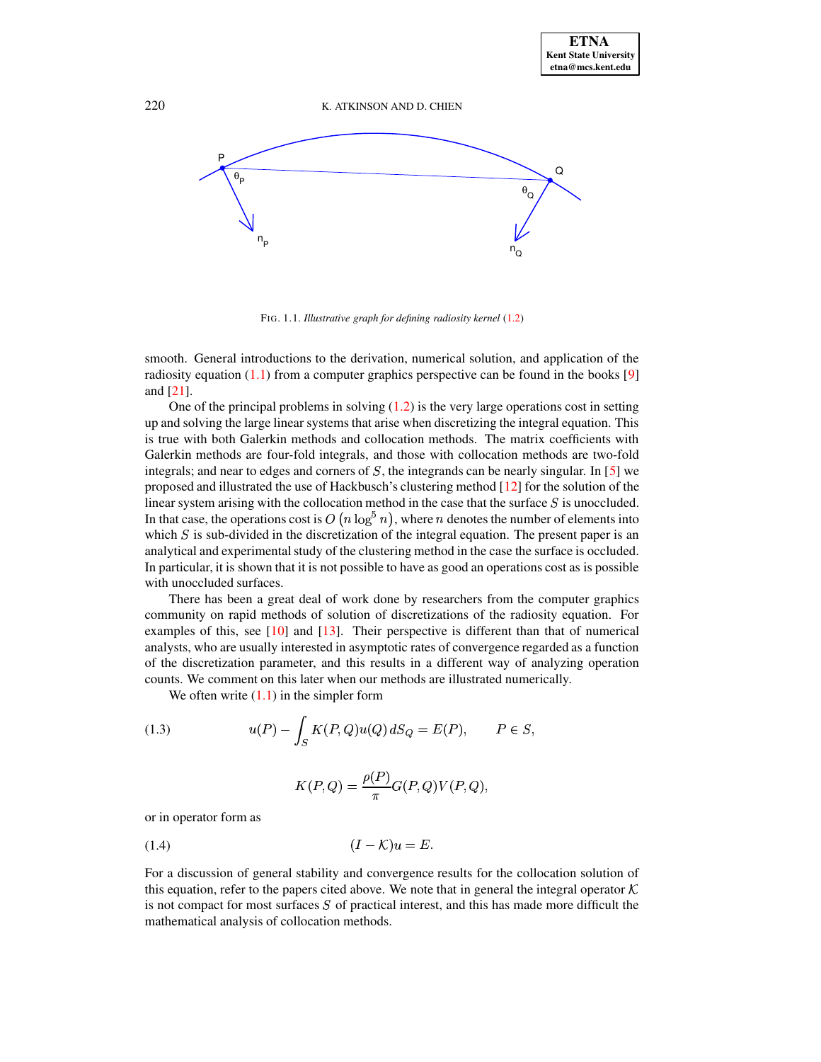FIG. 1.1. *Illustrative graph for defining radiosity kernel* (1.2)

smooth. General introductions to the derivation, numerical solution, and application of the radiosity equation (1.1) from a computer graphics perspective can be found in the books [9] and [21].

One of the principal problems in solving (1.2) is the very large operations cost in setting up and solving the large linear systems that arise when discretizing the integral equation. This is true with both Galerkin methods and collocation methods. The matrix coefficients with Galerkin methods are four-fold integrals, and those with collocation methods are two-fold integrals; and near to edges and corners of $S$, the integrands can be nearly singular. In [5] we proposed and illustrated the use of Hackbusch's clustering method [12] for the solution of the linear system arising with the collocation method in the case that the surface $S$ is unoccluded. In that case, the operations cost is $O\left(n \log^5 n\right)$, where $n$ denotes the number of elements into which $S$ is sub-divided in the discretization of the integral equation. The present paper is an analytical and experimental study of the clustering method in the case the surface is occluded. In particular, it is shown that it is not possible to have as good an operations cost as is possible with unoccluded surfaces.

There has been a great deal of work done by researchers from the computer graphics community on rapid methods of solution of discretizations of the radiosity equation. For examples of this, see [10] and [13]. Their perspective is different than that of numerical analysts, who are usually interested in asymptotic rates of convergence regarded as a function of the discretization parameter, and this results in a different way of analyzing operation counts. We comment on this later when our methods are illustrated numerically.

We often write (1.1) in the simpler form

$$u(P) - \int_S K(P,Q)u(Q)\, dS_Q = E(P), \qquad P \in S, \tag{1.3}$$

$$K(P,Q) = \frac{\rho(P)}{\pi} G(P,Q)V(P,Q),$$

or in operator form as

$$(I - \mathcal{K})u = E. \tag{1.4}$$

For a discussion of general stability and convergence results for the collocation solution of this equation, refer to the papers cited above. We note that in general the integral operator $\mathcal{K}$ is not compact for most surfaces $S$ of practical interest, and this has made more difficult the mathematical analysis of collocation methods.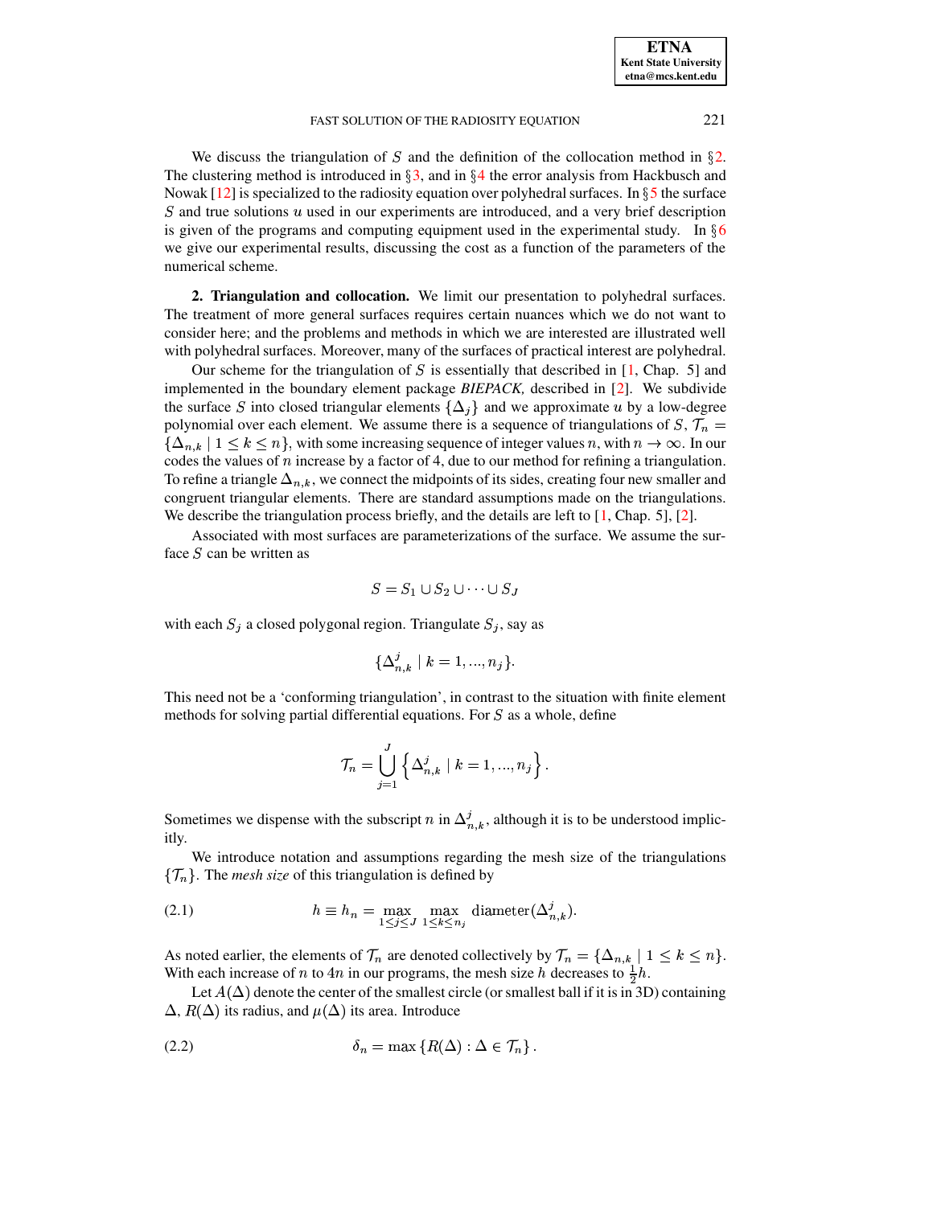We discuss the triangulation of $S$ and the definition of the collocation method in §2. The clustering method is introduced in §3, and in §4 the error analysis from Hackbusch and Nowak [12] is specialized to the radiosity equation over polyhedral surfaces. In §5 the surface $S$ and true solutions $u$ used in our experiments are introduced, and a very brief description is given of the programs and computing equipment used in the experimental study. In §6 we give our experimental results, discussing the cost as a function of the parameters of the numerical scheme.

**2. Triangulation and collocation.** We limit our presentation to polyhedral surfaces. The treatment of more general surfaces requires certain nuances which we do not want to consider here; and the problems and methods in which we are interested are illustrated well with polyhedral surfaces. Moreover, many of the surfaces of practical interest are polyhedral.

Our scheme for the triangulation of $S$ is essentially that described in [1, Chap. 5] and implemented in the boundary element package *BIEPACK,* described in [2]. We subdivide the surface $S$ into closed triangular elements $\{\Delta_j\}$ and we approximate $u$ by a low-degree polynomial over each element. We assume there is a sequence of triangulations of $S$, $\mathcal{T}_n = \{\Delta_{n,k} \mid 1 \leq k \leq n\}$, with some increasing sequence of integer values $n$, with $n \to \infty$. In our codes the values of $n$ increase by a factor of 4, due to our method for refining a triangulation. To refine a triangle $\Delta_{n,k}$, we connect the midpoints of its sides, creating four new smaller and congruent triangular elements. There are standard assumptions made on the triangulations. We describe the triangulation process briefly, and the details are left to [1, Chap. 5], [2].

Associated with most surfaces are parameterizations of the surface. We assume the surface $S$ can be written as

$$S = S_1 \cup S_2 \cup \cdots \cup S_J$$

with each $S_j$ a closed polygonal region. Triangulate $S_j$, say as

$$\{\Delta^j_{n,k} \mid k = 1, ..., n_j\}.$$

This need not be a 'conforming triangulation', in contrast to the situation with finite element methods for solving partial differential equations. For $S$ as a whole, define

$$\mathcal{T}_n = \bigcup_{j=1}^{J} \left\{ \Delta^j_{n,k} \mid k = 1, ..., n_j \right\}.$$

Sometimes we dispense with the subscript $n$ in $\Delta^j_{n,k}$, although it is to be understood implicitly.

We introduce notation and assumptions regarding the mesh size of the triangulations $\{\mathcal{T}_n\}$. The *mesh size* of this triangulation is defined by

$$h \equiv h_n = \max_{1 \leq j \leq J} \max_{1 \leq k \leq n_j} \text{diameter}(\Delta^j_{n,k}). \tag{2.1}$$

As noted earlier, the elements of $\mathcal{T}_n$ are denoted collectively by $\mathcal{T}_n = \{\Delta_{n,k} \mid 1 \leq k \leq n\}$. With each increase of $n$ to $4n$ in our programs, the mesh size $h$ decreases to $\frac{1}{2}h$.

Let $A(\Delta)$ denote the center of the smallest circle (or smallest ball if it is in 3D) containing $\Delta$, $R(\Delta)$ its radius, and $\mu(\Delta)$ its area. Introduce

$$\delta_n = \max \left\{ R(\Delta) : \Delta \in \mathcal{T}_n \right\}. \tag{2.2}$$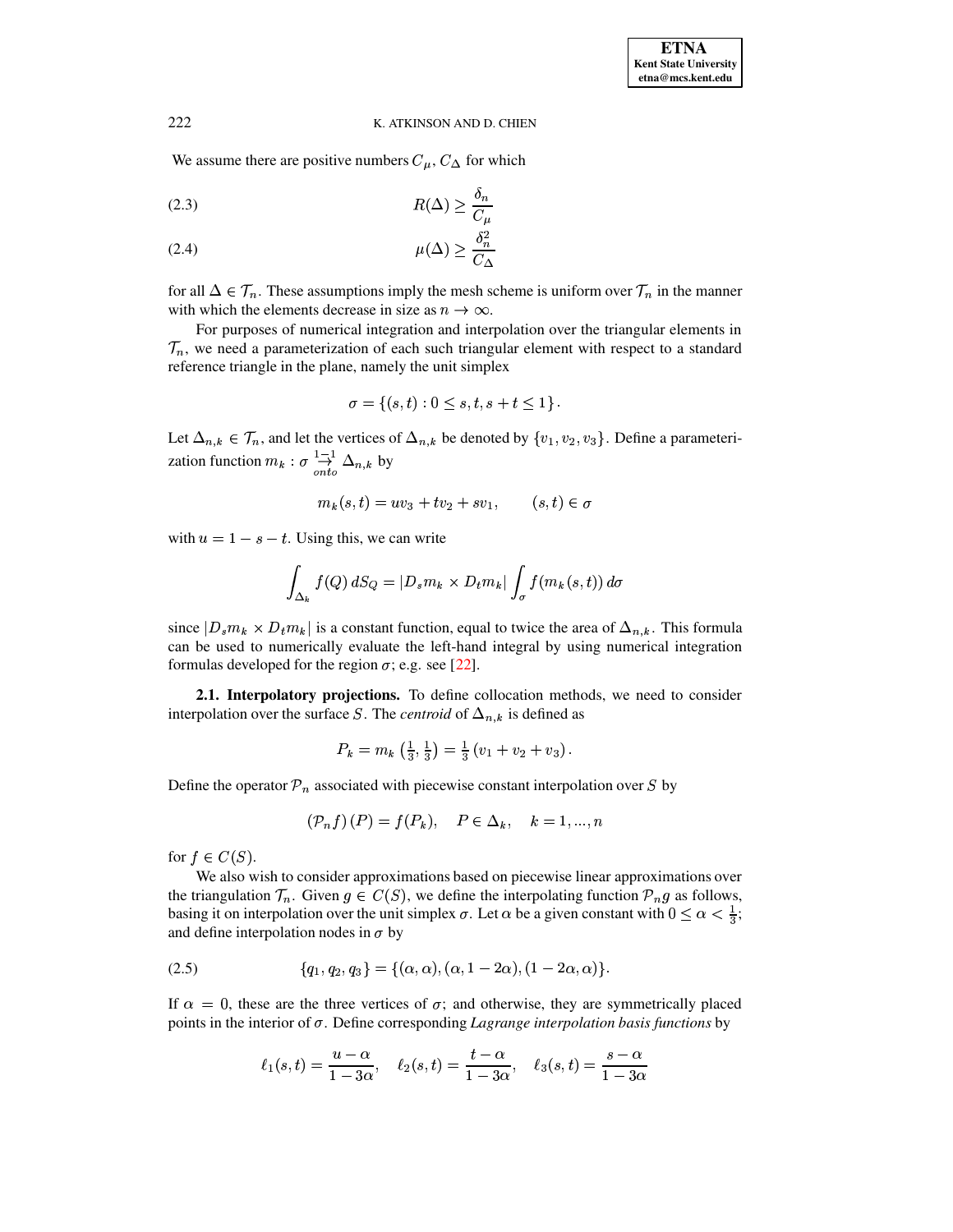We assume there are positive numbers $C_\mu, C_\Delta$ for which

$$R(\Delta) \geq \frac{\delta_n}{C_\mu} \tag{2.3}$$

$$\mu(\Delta) \geq \frac{\delta_n^2}{C_\Delta} \tag{2.4}$$

for all $\Delta \in \mathcal{T}_n$. These assumptions imply the mesh scheme is uniform over $\mathcal{T}_n$ in the manner with which the elements decrease in size as $n \to \infty$.

For purposes of numerical integration and interpolation over the triangular elements in $\mathcal{T}_n$, we need a parameterization of each such triangular element with respect to a standard reference triangle in the plane, namely the unit simplex

$$\sigma = \{(s,t) : 0 \leq s, t, s+t \leq 1\}.$$

Let $\Delta_{n,k} \in \mathcal{T}_n$, and let the vertices of $\Delta_{n,k}$ be denoted by $\{v_1, v_2, v_3\}$. Define a parameterization function $m_k : \sigma \underset{onto}{\overset{1-1}{\rightarrow}} \Delta_{n,k}$ by

$$m_k(s,t) = uv_3 + tv_2 + sv_1, \qquad (s,t) \in \sigma$$

with $u = 1 - s - t$. Using this, we can write

$$\int_{\Delta_k} f(Q)\, dS_Q = |D_s m_k \times D_t m_k| \int_\sigma f(m_k(s,t))\, d\sigma$$

since $|D_s m_k \times D_t m_k|$ is a constant function, equal to twice the area of $\Delta_{n,k}$. This formula can be used to numerically evaluate the left-hand integral by using numerical integration formulas developed for the region $\sigma$; e.g. see [22].

**2.1. Interpolatory projections.** To define collocation methods, we need to consider interpolation over the surface $S$. The *centroid* of $\Delta_{n,k}$ is defined as

$$P_k = m_k\left(\tfrac{1}{3}, \tfrac{1}{3}\right) = \tfrac{1}{3}\left(v_1 + v_2 + v_3\right).$$

Define the operator $\mathcal{P}_n$ associated with piecewise constant interpolation over $S$ by

$$\left(\mathcal{P}_n f\right)(P) = f(P_k), \quad P \in \Delta_k, \quad k = 1, ..., n$$

for $f \in C(S)$.

We also wish to consider approximations based on piecewise linear approximations over the triangulation $\mathcal{T}_n$. Given $g \in C(S)$, we define the interpolating function $\mathcal{P}_n g$ as follows, basing it on interpolation over the unit simplex $\sigma$. Let $\alpha$ be a given constant with $0 \leq \alpha < \frac{1}{3}$; and define interpolation nodes in $\sigma$ by

$$\{q_1, q_2, q_3\} = \{(\alpha, \alpha), (\alpha, 1-2\alpha), (1-2\alpha, \alpha)\}. \tag{2.5}$$

If $\alpha = 0$, these are the three vertices of $\sigma$; and otherwise, they are symmetrically placed points in the interior of $\sigma$. Define corresponding *Lagrange interpolation basis functions* by

$$\ell_1(s,t) = \frac{u - \alpha}{1 - 3\alpha}, \quad \ell_2(s,t) = \frac{t - \alpha}{1 - 3\alpha}, \quad \ell_3(s,t) = \frac{s - \alpha}{1 - 3\alpha}$$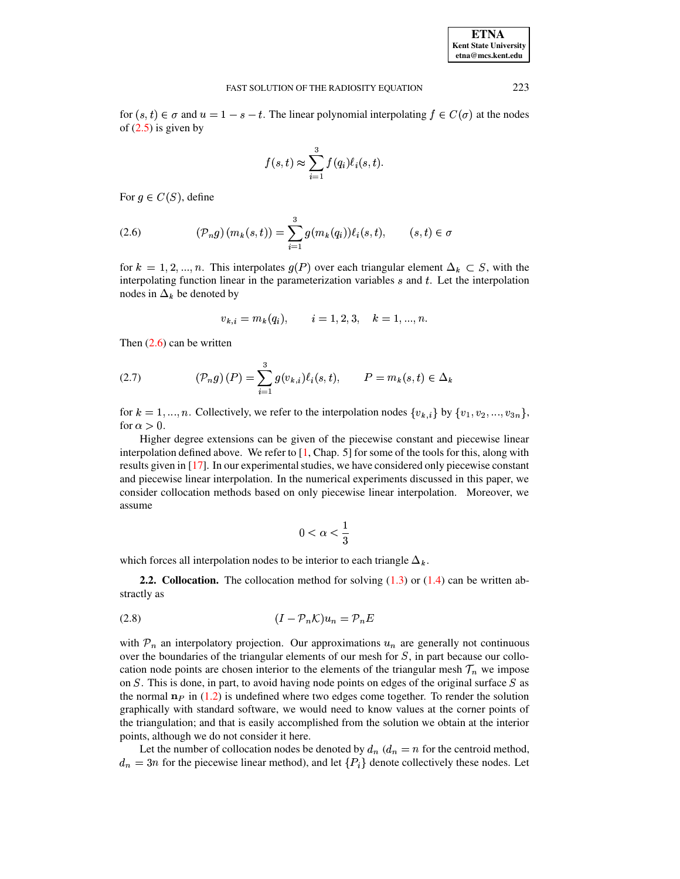for $(s,t) \in \sigma$ and $u = 1 - s - t$. The linear polynomial interpolating $f \in C(\sigma)$ at the nodes of (2.5) is given by

$$f(s,t) \approx \sum_{i=1}^{3} f(q_i)\ell_i(s,t).$$

For $g \in C(S)$, define

$$(\mathcal{P}_n g)(m_k(s,t)) = \sum_{i=1}^{3} g(m_k(q_i))\ell_i(s,t), \qquad (s,t) \in \sigma \tag{2.6}$$

for $k = 1, 2, ..., n$. This interpolates $g(P)$ over each triangular element $\Delta_k \subset S$, with the interpolating function linear in the parameterization variables $s$ and $t$. Let the interpolation nodes in $\Delta_k$ be denoted by

$$v_{k,i} = m_k(q_i), \qquad i = 1, 2, 3, \quad k = 1, ..., n.$$

Then (2.6) can be written

$$(\mathcal{P}_n g)(P) = \sum_{i=1}^{3} g(v_{k,i})\ell_i(s,t), \qquad P = m_k(s,t) \in \Delta_k \tag{2.7}$$

for $k = 1, ..., n$. Collectively, we refer to the interpolation nodes $\{v_{k,i}\}$ by $\{v_1, v_2, ..., v_{3n}\}$, for $\alpha > 0$.

Higher degree extensions can be given of the piecewise constant and piecewise linear interpolation defined above. We refer to [1, Chap. 5] for some of the tools for this, along with results given in [17]. In our experimental studies, we have considered only piecewise constant and piecewise linear interpolation. In the numerical experiments discussed in this paper, we consider collocation methods based on only piecewise linear interpolation. Moreover, we assume

$$0 < \alpha < \frac{1}{3}$$

which forces all interpolation nodes to be interior to each triangle $\Delta_k$.

**2.2. Collocation.** The collocation method for solving (1.3) or (1.4) can be written abstractly as

$$(I - \mathcal{P}_n\mathcal{K})u_n = \mathcal{P}_n E \tag{2.8}$$

with $\mathcal{P}_n$ an interpolatory projection. Our approximations $u_n$ are generally not continuous over the boundaries of the triangular elements of our mesh for $S$, in part because our collocation node points are chosen interior to the elements of the triangular mesh $\mathcal{T}_n$ we impose on $S$. This is done, in part, to avoid having node points on edges of the original surface $S$ as the normal $\mathbf{n}_P$ in (1.2) is undefined where two edges come together. To render the solution graphically with standard software, we would need to know values at the corner points of the triangulation; and that is easily accomplished from the solution we obtain at the interior points, although we do not consider it here.

Let the number of collocation nodes be denoted by $d_n$ ($d_n = n$ for the centroid method, $d_n = 3n$ for the piecewise linear method), and let $\{P_i\}$ denote collectively these nodes. Let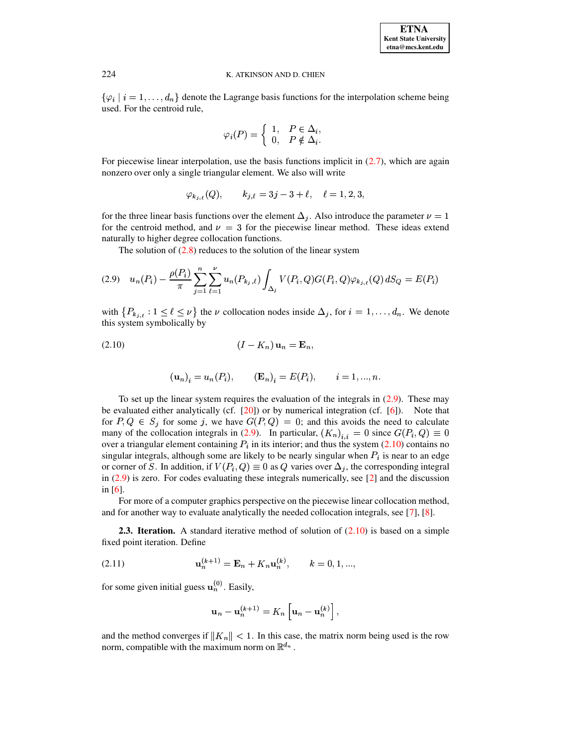$\{\varphi_i \mid i = 1, \ldots, d_n\}$ denote the Lagrange basis functions for the interpolation scheme being used. For the centroid rule,

$$\varphi_i(P) = \begin{cases} 1, & P \in \Delta_i, \\ 0, & P \notin \Delta_i. \end{cases}$$

For piecewise linear interpolation, use the basis functions implicit in (2.7), which are again nonzero over only a single triangular element. We also will write

$$\varphi_{k_{j,\ell}}(Q), \qquad k_{j,\ell} = 3j - 3 + \ell, \quad \ell = 1, 2, 3,$$

for the three linear basis functions over the element $\Delta_j$. Also introduce the parameter $\nu = 1$ for the centroid method, and $\nu = 3$ for the piecewise linear method. These ideas extend naturally to higher degree collocation functions.

The solution of (2.8) reduces to the solution of the linear system

$$u_n(P_i) - \frac{\rho(P_i)}{\pi} \sum_{j=1}^{n} \sum_{\ell=1}^{\nu} u_n(P_{k_{j,\ell}}) \int_{\Delta_j} V(P_i, Q) G(P_i, Q) \varphi_{k_{j,\ell}}(Q) \, dS_Q = E(P_i) \tag{2.9}$$

with $\{P_{k_{j,\ell}} : 1 \leq \ell \leq \nu\}$ the $\nu$ collocation nodes inside $\Delta_j$, for $i = 1, \ldots, d_n$. We denote this system symbolically by

$$(I - K_n)\, \mathbf{u}_n = \mathbf{E}_n, \tag{2.10}$$

$$(\mathbf{u}_n)_i = u_n(P_i), \qquad (\mathbf{E}_n)_i = E(P_i), \qquad i = 1, ..., n.$$

To set up the linear system requires the evaluation of the integrals in (2.9). These may be evaluated either analytically (cf. [20]) or by numerical integration (cf. [6]). Note that for $P, Q \in S_j$ for some $j$, we have $G(P, Q) = 0$; and this avoids the need to calculate many of the collocation integrals in (2.9). In particular, $(K_n)_{i,i} = 0$ since $G(P_i, Q) \equiv 0$ over a triangular element containing $P_i$ in its interior; and thus the system (2.10) contains no singular integrals, although some are likely to be nearly singular when $P_i$ is near to an edge or corner of $S$. In addition, if $V(P_i, Q) \equiv 0$ as $Q$ varies over $\Delta_j$, the corresponding integral in (2.9) is zero. For codes evaluating these integrals numerically, see [2] and the discussion in [6].

For more of a computer graphics perspective on the piecewise linear collocation method, and for another way to evaluate analytically the needed collocation integrals, see [7], [8].

**2.3. Iteration.** A standard iterative method of solution of (2.10) is based on a simple fixed point iteration. Define

$$\mathbf{u}_n^{(k+1)} = \mathbf{E}_n + K_n \mathbf{u}_n^{(k)}, \qquad k = 0, 1, ..., \tag{2.11}$$

for some given initial guess $\mathbf{u}_n^{(0)}$. Easily,

$$\mathbf{u}_n - \mathbf{u}_n^{(k+1)} = K_n \left[ \mathbf{u}_n - \mathbf{u}_n^{(k)} \right],$$

and the method converges if $\|K_n\| < 1$. In this case, the matrix norm being used is the row norm, compatible with the maximum norm on $\mathbb{R}^{d_n}$.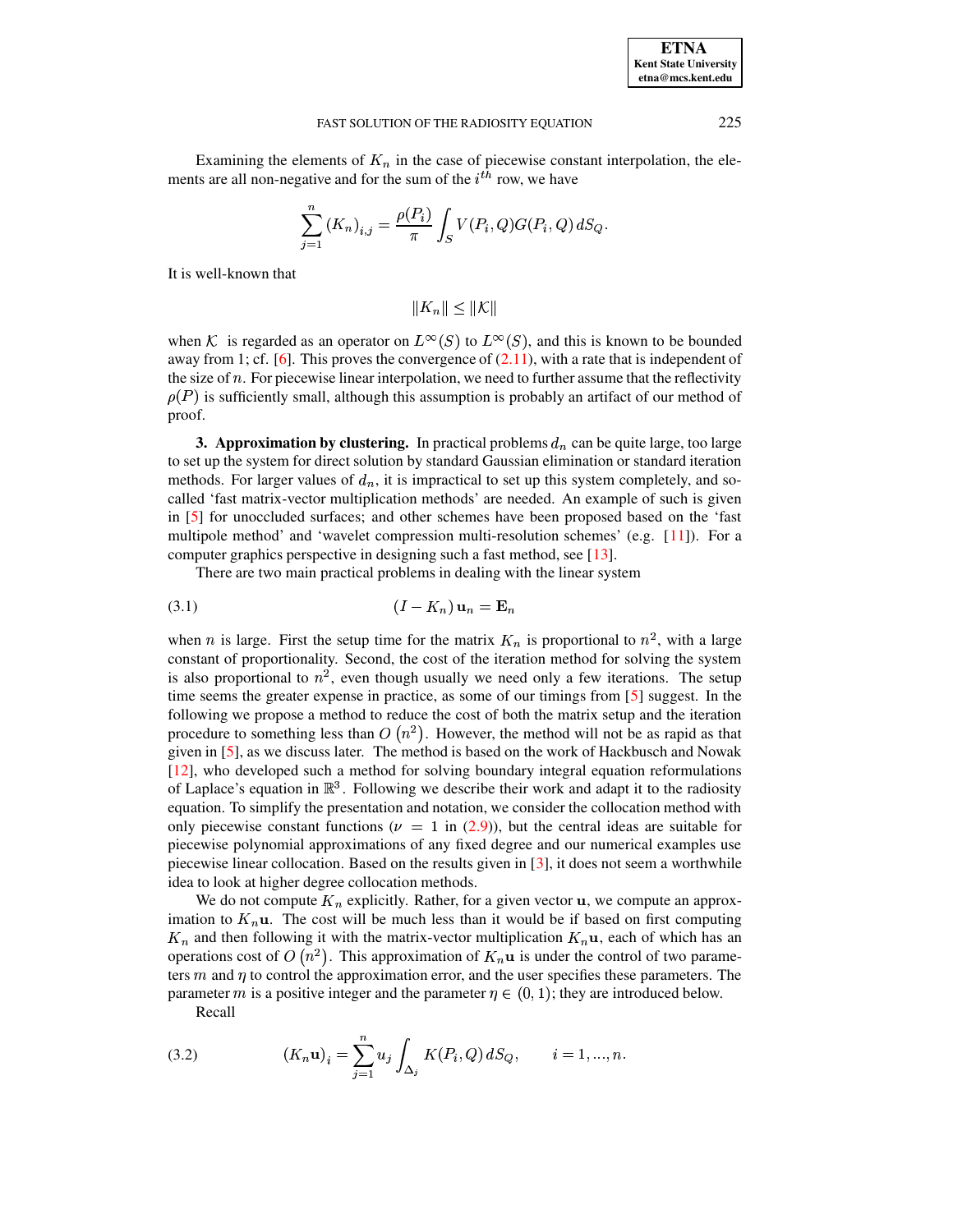Examining the elements of $K_n$ in the case of piecewise constant interpolation, the elements are all non-negative and for the sum of the $i^{th}$ row, we have

$$\sum_{j=1}^{n} (K_n)_{i,j} = \frac{\rho(P_i)}{\pi} \int_S V(P_i, Q) G(P_i, Q)\, dS_Q.$$

It is well-known that

$$\|K_n\| \leq \|\mathcal{K}\|$$

when $\mathcal{K}$ is regarded as an operator on $L^\infty(S)$ to $L^\infty(S)$, and this is known to be bounded away from 1; cf. [6]. This proves the convergence of (2.11), with a rate that is independent of the size of $n$. For piecewise linear interpolation, we need to further assume that the reflectivity $\rho(P)$ is sufficiently small, although this assumption is probably an artifact of our method of proof.

**3. Approximation by clustering.** In practical problems $d_n$ can be quite large, too large to set up the system for direct solution by standard Gaussian elimination or standard iteration methods. For larger values of $d_n$, it is impractical to set up this system completely, and so-called 'fast matrix-vector multiplication methods' are needed. An example of such is given in [5] for unoccluded surfaces; and other schemes have been proposed based on the 'fast multipole method' and 'wavelet compression multi-resolution schemes' (e.g. [11]). For a computer graphics perspective in designing such a fast method, see [13].

There are two main practical problems in dealing with the linear system

$$(I - K_n)\, \mathbf{u}_n = \mathbf{E}_n \tag{3.1}$$

when $n$ is large. First the setup time for the matrix $K_n$ is proportional to $n^2$, with a large constant of proportionality. Second, the cost of the iteration method for solving the system is also proportional to $n^2$, even though usually we need only a few iterations. The setup time seems the greater expense in practice, as some of our timings from [5] suggest. In the following we propose a method to reduce the cost of both the matrix setup and the iteration procedure to something less than $O(n^2)$. However, the method will not be as rapid as that given in [5], as we discuss later. The method is based on the work of Hackbusch and Nowak [12], who developed such a method for solving boundary integral equation reformulations of Laplace's equation in $\mathbb{R}^3$. Following we describe their work and adapt it to the radiosity equation. To simplify the presentation and notation, we consider the collocation method with only piecewise constant functions ($\nu = 1$ in (2.9)), but the central ideas are suitable for piecewise polynomial approximations of any fixed degree and our numerical examples use piecewise linear collocation. Based on the results given in [3], it does not seem a worthwhile idea to look at higher degree collocation methods.

We do not compute $K_n$ explicitly. Rather, for a given vector $\mathbf{u}$, we compute an approximation to $K_n\mathbf{u}$. The cost will be much less than it would be if based on first computing $K_n$ and then following it with the matrix-vector multiplication $K_n\mathbf{u}$, each of which has an operations cost of $O(n^2)$. This approximation of $K_n\mathbf{u}$ is under the control of two parameters $m$ and $\eta$ to control the approximation error, and the user specifies these parameters. The parameter $m$ is a positive integer and the parameter $\eta \in (0, 1)$; they are introduced below.

Recall

$$(K_n\mathbf{u})_i = \sum_{j=1}^{n} u_j \int_{\Delta_j} K(P_i, Q)\, dS_Q, \qquad i = 1, ..., n. \tag{3.2}$$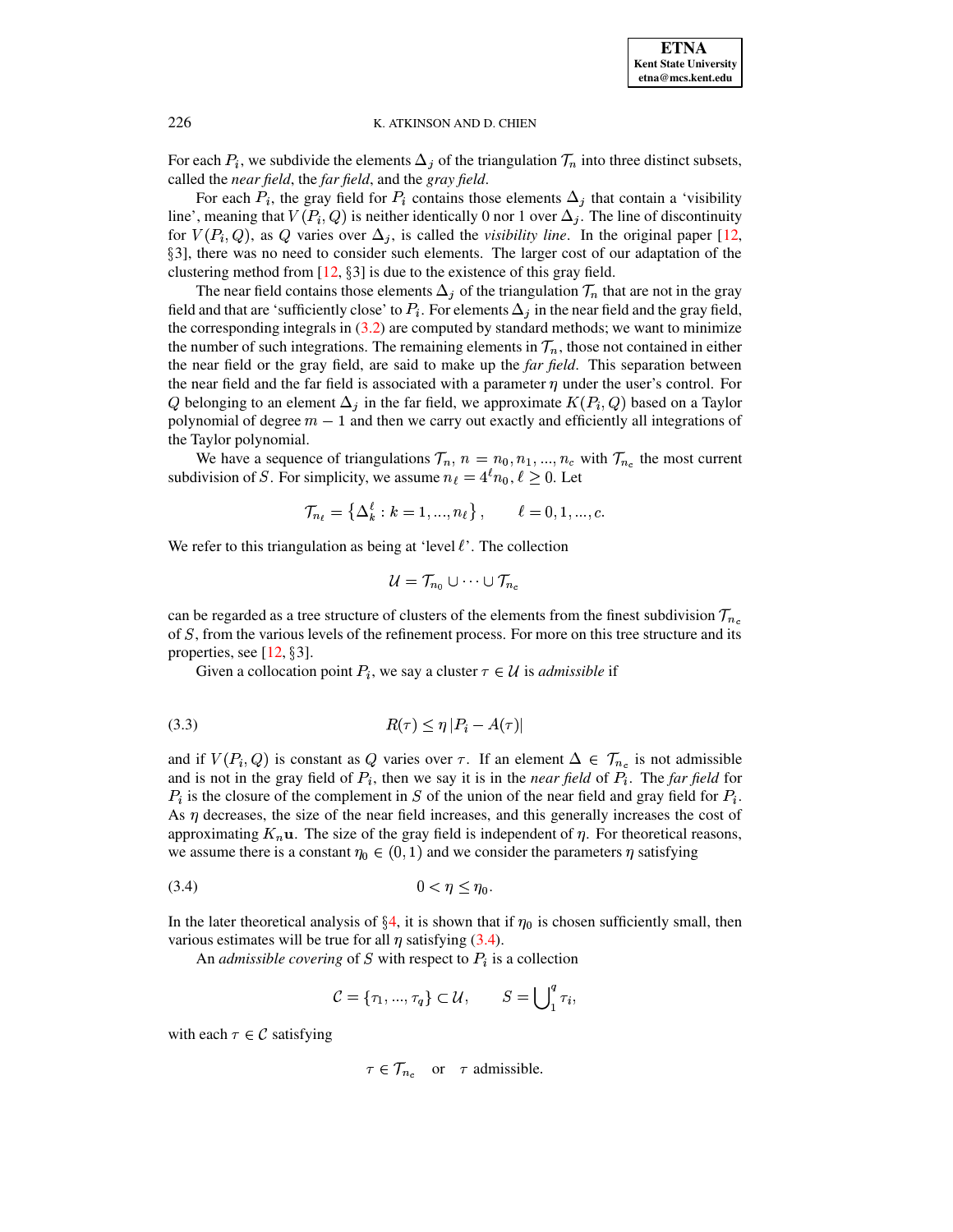For each $P_i$, we subdivide the elements $\Delta_j$ of the triangulation $\mathcal{T}_n$ into three distinct subsets, called the *near field*, the *far field*, and the *gray field*.

For each $P_i$, the gray field for $P_i$ contains those elements $\Delta_j$ that contain a 'visibility line', meaning that $V(P_i, Q)$ is neither identically 0 nor 1 over $\Delta_j$. The line of discontinuity for $V(P_i, Q)$, as $Q$ varies over $\Delta_j$, is called the *visibility line*. In the original paper [12, §3], there was no need to consider such elements. The larger cost of our adaptation of the clustering method from [12, §3] is due to the existence of this gray field.

The near field contains those elements $\Delta_j$ of the triangulation $\mathcal{T}_n$ that are not in the gray field and that are 'sufficiently close' to $P_i$. For elements $\Delta_j$ in the near field and the gray field, the corresponding integrals in (3.2) are computed by standard methods; we want to minimize the number of such integrations. The remaining elements in $\mathcal{T}_n$, those not contained in either the near field or the gray field, are said to make up the *far field*. This separation between the near field and the far field is associated with a parameter $\eta$ under the user's control. For $Q$ belonging to an element $\Delta_j$ in the far field, we approximate $K(P_i, Q)$ based on a Taylor polynomial of degree $m-1$ and then we carry out exactly and efficiently all integrations of the Taylor polynomial.

We have a sequence of triangulations $\mathcal{T}_n$, $n = n_0, n_1, ..., n_c$ with $\mathcal{T}_{n_c}$ the most current subdivision of $S$. For simplicity, we assume $n_\ell = 4^\ell n_0$, $\ell \geq 0$. Let

$$\mathcal{T}_{n_\ell} = \left\{ \Delta_k^\ell : k = 1, ..., n_\ell \right\}, \qquad \ell = 0, 1, ..., c.$$

We refer to this triangulation as being at 'level $\ell$'. The collection

$$\mathcal{U} = \mathcal{T}_{n_0} \cup \cdots \cup \mathcal{T}_{n_c}$$

can be regarded as a tree structure of clusters of the elements from the finest subdivision $\mathcal{T}_{n_c}$ of $S$, from the various levels of the refinement process. For more on this tree structure and its properties, see [12, §3].

Given a collocation point $P_i$, we say a cluster $\tau \in \mathcal{U}$ is *admissible* if

$$R(\tau) \leq \eta \left| P_i - A(\tau) \right| \tag{3.3}$$

and if $V(P_i, Q)$ is constant as $Q$ varies over $\tau$. If an element $\Delta \in \mathcal{T}_{n_c}$ is not admissible and is not in the gray field of $P_i$, then we say it is in the *near field* of $P_i$. The *far field* for $P_i$ is the closure of the complement in $S$ of the union of the near field and gray field for $P_i$. As $\eta$ decreases, the size of the near field increases, and this generally increases the cost of approximating $K_n \mathbf{u}$. The size of the gray field is independent of $\eta$. For theoretical reasons, we assume there is a constant $\eta_0 \in (0, 1)$ and we consider the parameters $\eta$ satisfying

$$0 < \eta \leq \eta_0. \tag{3.4}$$

In the later theoretical analysis of §4, it is shown that if $\eta_0$ is chosen sufficiently small, then various estimates will be true for all $\eta$ satisfying (3.4).

An *admissible covering* of $S$ with respect to $P_i$ is a collection

$$\mathcal{C} = \{\tau_1, ..., \tau_q\} \subset \mathcal{U}, \qquad S = \bigcup\nolimits_1^q \tau_i,$$

with each $\tau \in \mathcal{C}$ satisfying

$$\tau \in \mathcal{T}_{n_c} \quad \text{or} \quad \tau \text{ admissible.}$$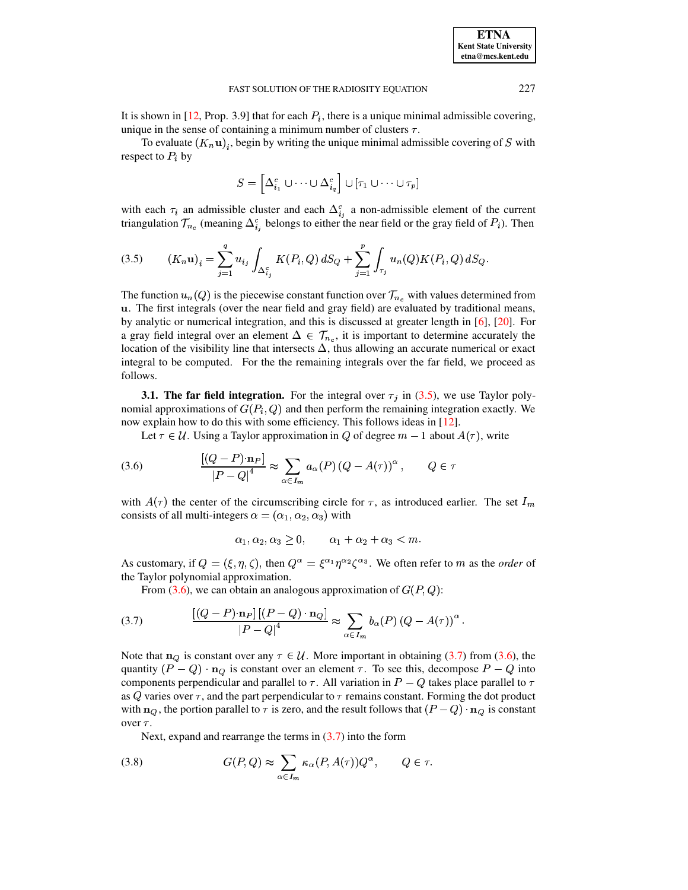It is shown in [12, Prop. 3.9] that for each $P_i$, there is a unique minimal admissible covering, unique in the sense of containing a minimum number of clusters $\tau$.

To evaluate $(K_n\mathbf{u})_i$, begin by writing the unique minimal admissible covering of $S$ with respect to $P_i$ by

$$S = \left[\Delta_{i_1}^c \cup \cdots \cup \Delta_{i_q}^c\right] \cup [\tau_1 \cup \cdots \cup \tau_p]$$

with each $\tau_i$ an admissible cluster and each $\Delta_{i_j}^c$ a non-admissible element of the current triangulation $\mathcal{T}_{n_c}$ (meaning $\Delta_{i_j}^c$ belongs to either the near field or the gray field of $P_i$). Then

$$(K_n\mathbf{u})_i = \sum_{j=1}^{q} u_{i_j} \int_{\Delta_{i_j}^c} K(P_i, Q)\, dS_Q + \sum_{j=1}^{p} \int_{\tau_j} u_n(Q) K(P_i, Q)\, dS_Q. \tag{3.5}$$

The function $u_n(Q)$ is the piecewise constant function over $\mathcal{T}_{n_c}$ with values determined from $\mathbf{u}$. The first integrals (over the near field and gray field) are evaluated by traditional means, by analytic or numerical integration, and this is discussed at greater length in [6], [20]. For a gray field integral over an element $\Delta \in \mathcal{T}_{n_c}$, it is important to determine accurately the location of the visibility line that intersects $\Delta$, thus allowing an accurate numerical or exact integral to be computed. For the the remaining integrals over the far field, we proceed as follows.

### 3.1. The far field integration.

For the integral over $\tau_j$ in (3.5), we use Taylor polynomial approximations of $G(P_i, Q)$ and then perform the remaining integration exactly. We now explain how to do this with some efficiency. This follows ideas in [12].

Let $\tau \in \mathcal{U}$. Using a Taylor approximation in $Q$ of degree $m-1$ about $A(\tau)$, write

$$\frac{[(Q-P)\cdot \mathbf{n}_P]}{|P-Q|^4} \approx \sum_{\alpha \in I_m} a_\alpha(P)\,(Q - A(\tau))^\alpha, \qquad Q \in \tau \tag{3.6}$$

with $A(\tau)$ the center of the circumscribing circle for $\tau$, as introduced earlier. The set $I_m$ consists of all multi-integers $\alpha = (\alpha_1, \alpha_2, \alpha_3)$ with

$$\alpha_1, \alpha_2, \alpha_3 \geq 0, \qquad \alpha_1 + \alpha_2 + \alpha_3 < m.$$

As customary, if $Q = (\xi, \eta, \zeta)$, then $Q^\alpha = \xi^{\alpha_1}\eta^{\alpha_2}\zeta^{\alpha_3}$. We often refer to $m$ as the *order* of the Taylor polynomial approximation.

From (3.6), we can obtain an analogous approximation of $G(P, Q)$:

$$\frac{[(Q-P)\cdot \mathbf{n}_P]\,[(P-Q)\cdot \mathbf{n}_Q]}{|P-Q|^4} \approx \sum_{\alpha \in I_m} b_\alpha(P)\,(Q - A(\tau))^\alpha. \tag{3.7}$$

Note that $\mathbf{n}_Q$ is constant over any $\tau \in \mathcal{U}$. More important in obtaining (3.7) from (3.6), the quantity $(P-Q)\cdot \mathbf{n}_Q$ is constant over an element $\tau$. To see this, decompose $P - Q$ into components perpendicular and parallel to $\tau$. All variation in $P - Q$ takes place parallel to $\tau$ as $Q$ varies over $\tau$, and the part perpendicular to $\tau$ remains constant. Forming the dot product with $\mathbf{n}_Q$, the portion parallel to $\tau$ is zero, and the result follows that $(P-Q)\cdot \mathbf{n}_Q$ is constant over $\tau$.

Next, expand and rearrange the terms in (3.7) into the form

$$G(P, Q) \approx \sum_{\alpha \in I_m} \kappa_\alpha(P, A(\tau)) Q^\alpha, \qquad Q \in \tau. \tag{3.8}$$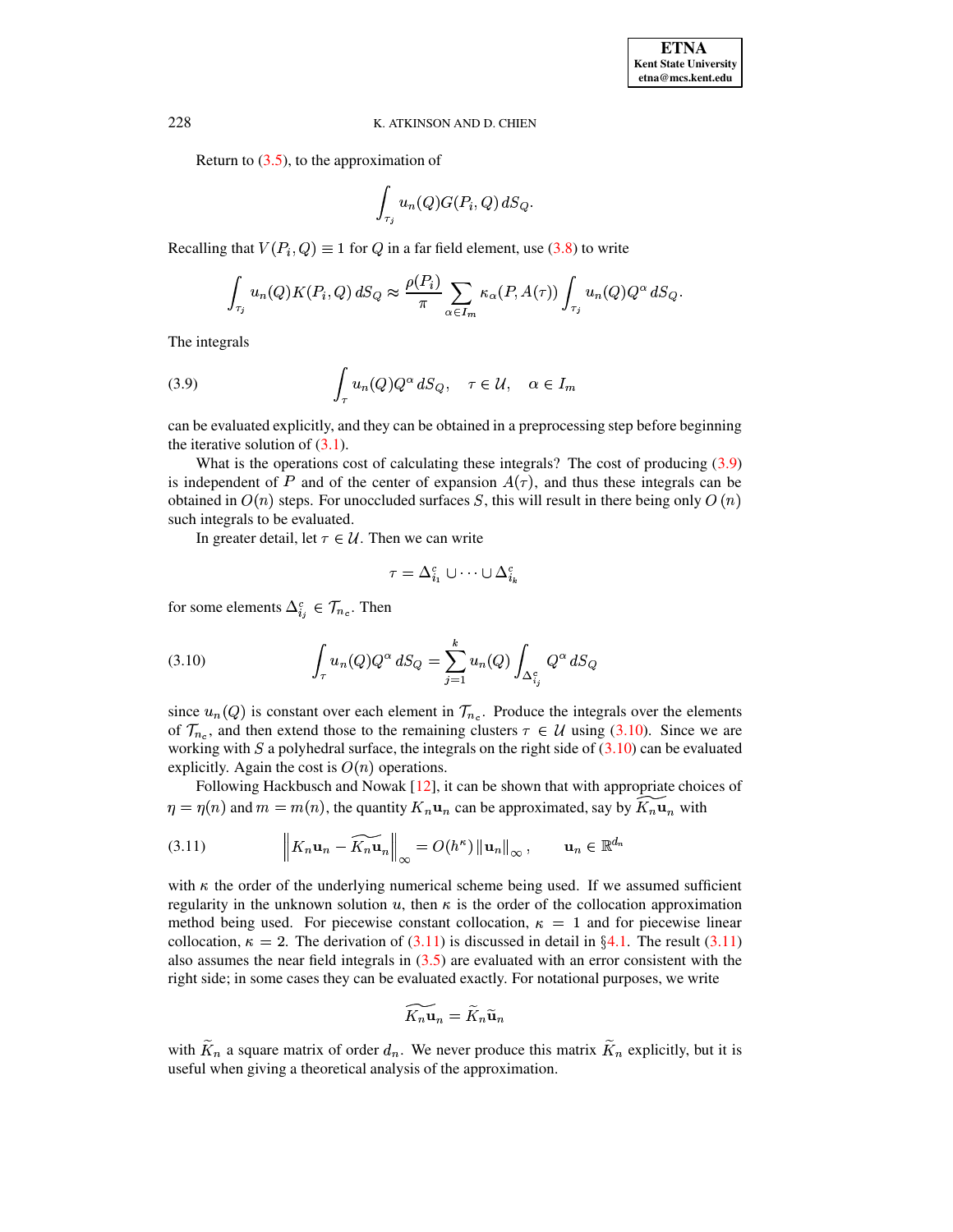Return to (3.5), to the approximation of

$$\int_{\tau_j} u_n(Q) G(P_i, Q)\, dS_Q.$$

Recalling that $V(P_i, Q) \equiv 1$ for $Q$ in a far field element, use (3.8) to write

$$\int_{\tau_j} u_n(Q) K(P_i, Q)\, dS_Q \approx \frac{\rho(P_i)}{\pi} \sum_{\alpha \in I_m} \kappa_\alpha(P, A(\tau)) \int_{\tau_j} u_n(Q) Q^\alpha\, dS_Q.$$

The integrals

$$\int_\tau u_n(Q) Q^\alpha\, dS_Q, \quad \tau \in \mathcal{U}, \quad \alpha \in I_m \tag{3.9}$$

can be evaluated explicitly, and they can be obtained in a preprocessing step before beginning the iterative solution of (3.1).

What is the operations cost of calculating these integrals? The cost of producing (3.9) is independent of $P$ and of the center of expansion $A(\tau)$, and thus these integrals can be obtained in $O(n)$ steps. For unoccluded surfaces $S$, this will result in there being only $O(n)$ such integrals to be evaluated.

In greater detail, let $\tau \in \mathcal{U}$. Then we can write

$$\tau = \Delta^c_{i_1} \cup \cdots \cup \Delta^c_{i_k}$$

for some elements $\Delta^c_{i_j} \in \mathcal{T}_{n_c}$. Then

$$\int_\tau u_n(Q) Q^\alpha\, dS_Q = \sum_{j=1}^{k} u_n(Q) \int_{\Delta^c_{i_j}} Q^\alpha\, dS_Q \tag{3.10}$$

since $u_n(Q)$ is constant over each element in $\mathcal{T}_{n_c}$. Produce the integrals over the elements of $\mathcal{T}_{n_c}$, and then extend those to the remaining clusters $\tau \in \mathcal{U}$ using (3.10). Since we are working with $S$ a polyhedral surface, the integrals on the right side of (3.10) can be evaluated explicitly. Again the cost is $O(n)$ operations.

Following Hackbusch and Nowak [12], it can be shown that with appropriate choices of $\eta = \eta(n)$ and $m = m(n)$, the quantity $K_n \mathbf{u}_n$ can be approximated, say by $\widetilde{K_n \mathbf{u}_n}$ with

$$\left\| K_n \mathbf{u}_n - \widetilde{K_n \mathbf{u}_n} \right\|_\infty = O(h^\kappa) \left\| \mathbf{u}_n \right\|_\infty, \qquad \mathbf{u}_n \in \mathbb{R}^{d_n} \tag{3.11}$$

with $\kappa$ the order of the underlying numerical scheme being used. If we assumed sufficient regularity in the unknown solution $u$, then $\kappa$ is the order of the collocation approximation method being used. For piecewise constant collocation, $\kappa = 1$ and for piecewise linear collocation, $\kappa = 2$. The derivation of (3.11) is discussed in detail in §4.1. The result (3.11) also assumes the near field integrals in (3.5) are evaluated with an error consistent with the right side; in some cases they can be evaluated exactly. For notational purposes, we write

$$\widetilde{K_n \mathbf{u}_n} = \widetilde{K}_n \widetilde{\mathbf{u}}_n$$

with $\widetilde{K}_n$ a square matrix of order $d_n$. We never produce this matrix $\widetilde{K}_n$ explicitly, but it is useful when giving a theoretical analysis of the approximation.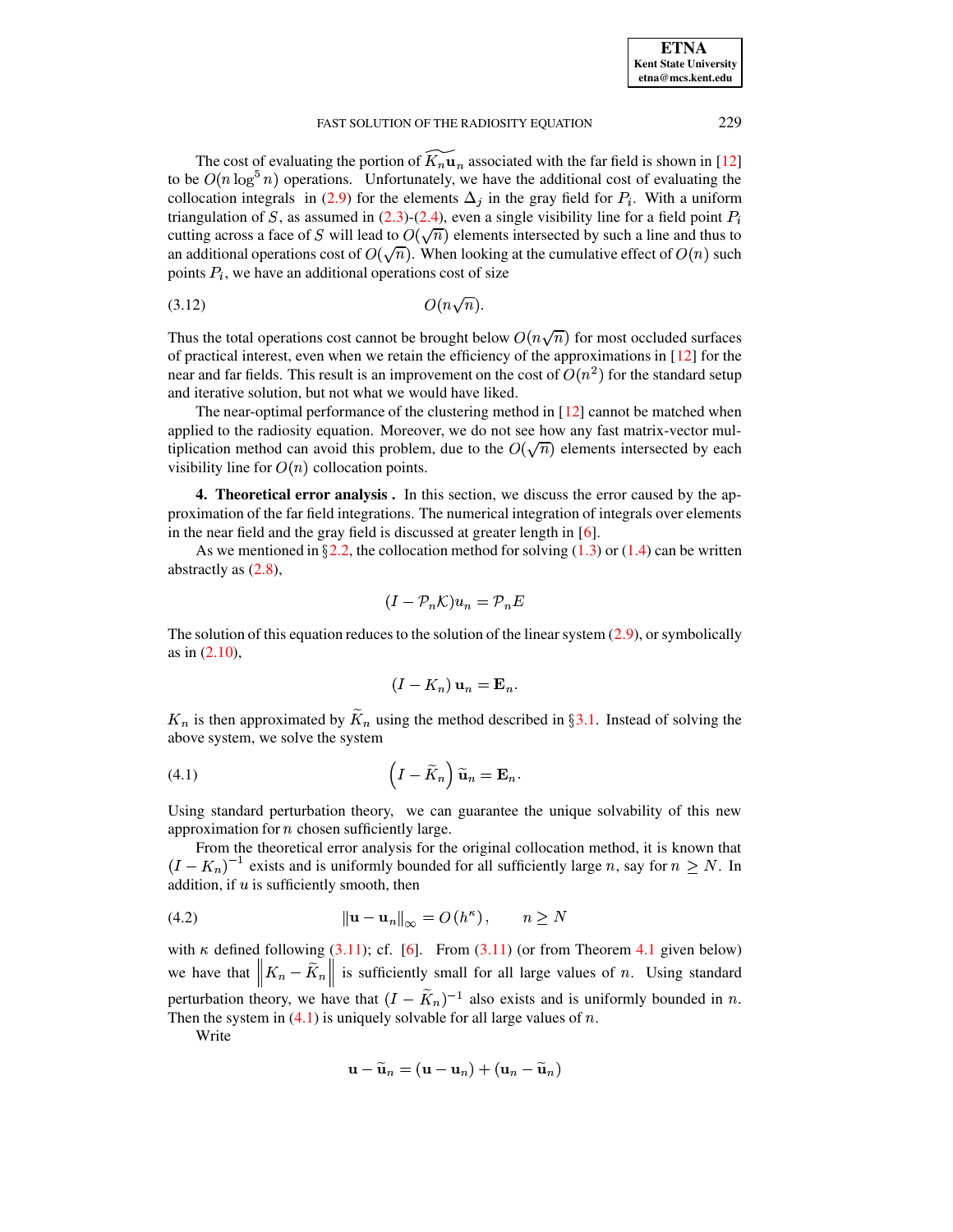The cost of evaluating the portion of $\widetilde{K_n \mathbf{u}_n}$ associated with the far field is shown in [12] to be $O(n \log^5 n)$ operations. Unfortunately, we have the additional cost of evaluating the collocation integrals in (2.9) for the elements $\Delta_j$ in the gray field for $P_i$. With a uniform triangulation of $S$, as assumed in (2.3)-(2.4), even a single visibility line for a field point $P_i$ cutting across a face of $S$ will lead to $O(\sqrt{n})$ elements intersected by such a line and thus to an additional operations cost of $O(\sqrt{n})$. When looking at the cumulative effect of $O(n)$ such points $P_i$, we have an additional operations cost of size

$$O(n\sqrt{n}). \tag{3.12}$$

Thus the total operations cost cannot be brought below $O(n\sqrt{n})$ for most occluded surfaces of practical interest, even when we retain the efficiency of the approximations in [12] for the near and far fields. This result is an improvement on the cost of $O(n^2)$ for the standard setup and iterative solution, but not what we would have liked.

The near-optimal performance of the clustering method in [12] cannot be matched when applied to the radiosity equation. Moreover, we do not see how any fast matrix-vector multiplication method can avoid this problem, due to the $O(\sqrt{n})$ elements intersected by each visibility line for $O(n)$ collocation points.

## 4. Theoretical error analysis .

In this section, we discuss the error caused by the approximation of the far field integrations. The numerical integration of integrals over elements in the near field and the gray field is discussed at greater length in [6].

As we mentioned in §2.2, the collocation method for solving (1.3) or (1.4) can be written abstractly as (2.8),

$$(I - \mathcal{P}_n \mathcal{K}) u_n = \mathcal{P}_n E$$

The solution of this equation reduces to the solution of the linear system (2.9), or symbolically as in (2.10),

$$(I - K_n)\,\mathbf{u}_n = \mathbf{E}_n.$$

$K_n$ is then approximated by $\widetilde{K}_n$ using the method described in §3.1. Instead of solving the above system, we solve the system

$$\left(I - \widetilde{K}_n\right) \widetilde{\mathbf{u}}_n = \mathbf{E}_n. \tag{4.1}$$

Using standard perturbation theory, we can guarantee the unique solvability of this new approximation for $n$ chosen sufficiently large.

From the theoretical error analysis for the original collocation method, it is known that $(I - K_n)^{-1}$ exists and is uniformly bounded for all sufficiently large $n$, say for $n \geq N$. In addition, if $u$ is sufficiently smooth, then

$$\|\mathbf{u} - \mathbf{u}_n\|_\infty = O\left(h^\kappa\right), \qquad n \geq N \tag{4.2}$$

with $\kappa$ defined following (3.11); cf. [6]. From (3.11) (or from Theorem 4.1 given below) we have that $\left\|K_n - \widetilde{K}_n\right\|$ is sufficiently small for all large values of $n$. Using standard perturbation theory, we have that $(I - \widetilde{K}_n)^{-1}$ also exists and is uniformly bounded in $n$. Then the system in (4.1) is uniquely solvable for all large values of $n$.

Write

$$\mathbf{u} - \widetilde{\mathbf{u}}_n = (\mathbf{u} - \mathbf{u}_n) + (\mathbf{u}_n - \widetilde{\mathbf{u}}_n)$$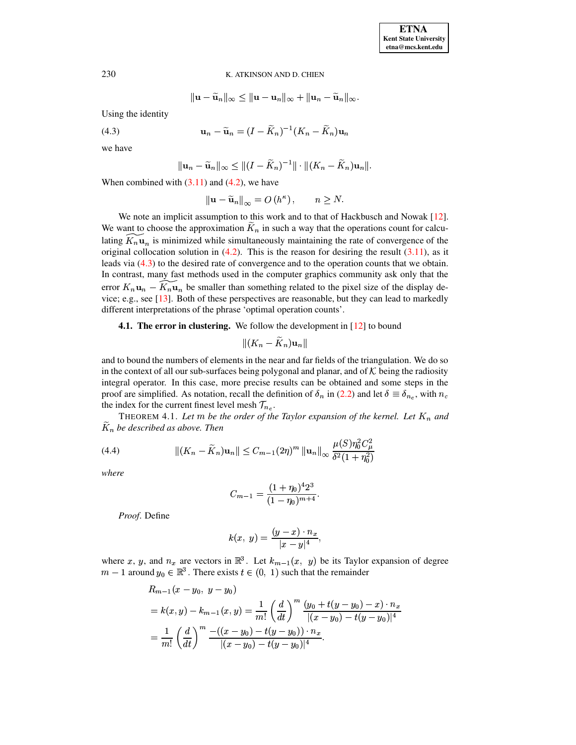$$\|\mathbf{u} - \widetilde{\mathbf{u}}_n\|_\infty \leq \|\mathbf{u} - \mathbf{u}_n\|_\infty + \|\mathbf{u}_n - \widetilde{\mathbf{u}}_n\|_\infty.$$

Using the identity

$$\mathbf{u}_n - \widetilde{\mathbf{u}}_n = (I - \widetilde{K}_n)^{-1}(K_n - \widetilde{K}_n)\mathbf{u}_n \tag{4.3}$$

we have

$$\|\mathbf{u}_n - \widetilde{\mathbf{u}}_n\|_\infty \leq \|(I - \widetilde{K}_n)^{-1}\| \cdot \|(K_n - \widetilde{K}_n)\mathbf{u}_n\|.$$

When combined with (3.11) and (4.2), we have

$$\|\mathbf{u} - \widetilde{\mathbf{u}}_n\|_\infty = O\left(h^\kappa\right), \qquad n \geq N.$$

We note an implicit assumption to this work and to that of Hackbusch and Nowak [12]. We want to choose the approximation $\widetilde{K}_n$ in such a way that the operations count for calculating $\widetilde{K_n \mathbf{u}_n}$ is minimized while simultaneously maintaining the rate of convergence of the original collocation solution in (4.2). This is the reason for desiring the result (3.11), as it leads via (4.3) to the desired rate of convergence and to the operation counts that we obtain. In contrast, many fast methods used in the computer graphics community ask only that the error $K_n \mathbf{u}_n - \widetilde{K_n \mathbf{u}_n}$ be smaller than something related to the pixel size of the display device; e.g., see [13]. Both of these perspectives are reasonable, but they can lead to markedly different interpretations of the phrase 'optimal operation counts'.

**4.1. The error in clustering.** We follow the development in [12] to bound

$$\|(K_n - \widetilde{K}_n)\mathbf{u}_n\|$$

and to bound the numbers of elements in the near and far fields of the triangulation. We do so in the context of all our sub-surfaces being polygonal and planar, and of $\mathcal{K}$ being the radiosity integral operator. In this case, more precise results can be obtained and some steps in the proof are simplified. As notation, recall the definition of $\delta_n$ in (2.2) and let $\delta \equiv \delta_{n_c}$, with $n_c$ the index for the current finest level mesh $\mathcal{T}_{n_c}$.

THEOREM 4.1. *Let $m$ be the order of the Taylor expansion of the kernel. Let $K_n$ and $\widetilde{K}_n$ be described as above. Then*

$$\|(K_n - \widetilde{K}_n)\mathbf{u}_n\| \leq C_{m-1}(2\eta)^m \|\mathbf{u}_n\|_\infty \frac{\mu(S)\eta_0^2 C_\mu^2}{\delta^2(1+\eta_0^2)} \tag{4.4}$$

*where*

$$C_{m-1} = \frac{(1+\eta_0)^4 2^3}{(1-\eta_0)^{m+4}}.$$

*Proof.* Define

$$k(x,\ y) = \frac{(y-x)\cdot n_x}{|x-y|^4},$$

where $x$, $y$, and $n_x$ are vectors in $\mathbb{R}^3$. Let $k_{m-1}(x,\ y)$ be its Taylor expansion of degree $m-1$ around $y_0 \in \mathbb{R}^3$. There exists $t \in (0,\ 1)$ such that the remainder

$$\begin{aligned}
&R_{m-1}(x - y_0,\ y - y_0) \\
&= k(x,y) - k_{m-1}(x,y) = \frac{1}{m!}\left(\frac{d}{dt}\right)^m \frac{(y_0 + t(y-y_0) - x)\cdot n_x}{|(x-y_0) - t(y-y_0)|^4} \\
&= \frac{1}{m!}\left(\frac{d}{dt}\right)^m \frac{-((x-y_0) - t(y-y_0))\cdot n_x}{|(x-y_0) - t(y-y_0)|^4}.
\end{aligned}$$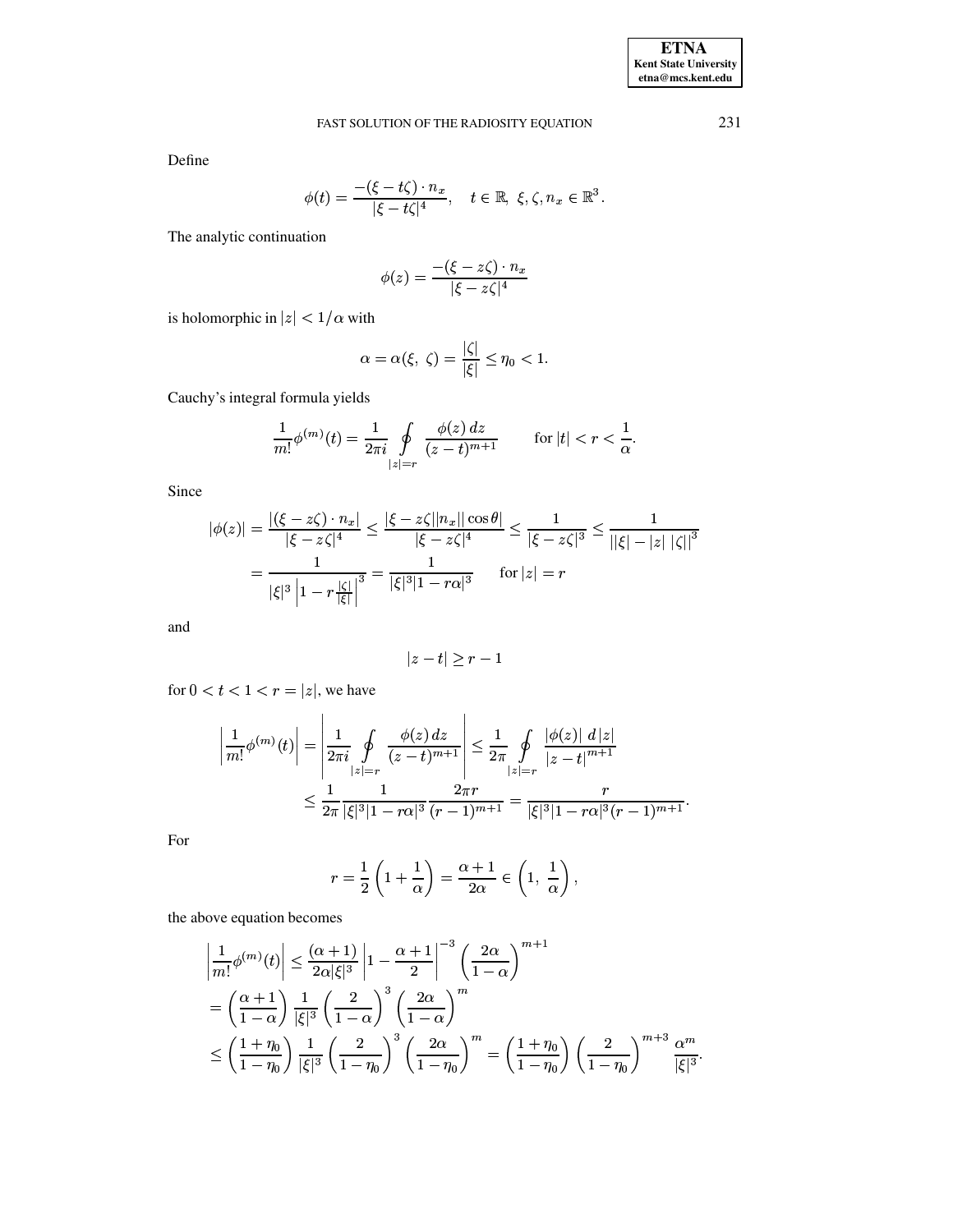Define

$$\phi(t) = \frac{-(\xi - t\zeta) \cdot n_x}{|\xi - t\zeta|^4}, \quad t \in \mathbb{R},\ \xi, \zeta, n_x \in \mathbb{R}^3.$$

The analytic continuation

$$\phi(z) = \frac{-(\xi - z\zeta) \cdot n_x}{|\xi - z\zeta|^4}$$

is holomorphic in $|z| < 1/\alpha$ with

$$\alpha = \alpha(\xi,\ \zeta) = \frac{|\zeta|}{|\xi|} \leq \eta_0 < 1.$$

Cauchy's integral formula yields

$$\frac{1}{m!}\phi^{(m)}(t) = \frac{1}{2\pi i} \oint\limits_{|z|=r} \frac{\phi(z)\, dz}{(z-t)^{m+1}} \qquad \text{for } |t| < r < \frac{1}{\alpha}.$$

Since

$$\begin{aligned}
|\phi(z)| &= \frac{|(\xi - z\zeta) \cdot n_x|}{|\xi - z\zeta|^4} \leq \frac{|\xi - z\zeta||n_x||\cos\theta|}{|\xi - z\zeta|^4} \leq \frac{1}{|\xi - z\zeta|^3} \leq \frac{1}{\left||\xi| - |z|\ |\zeta|\right|^3} \\
&= \frac{1}{|\xi|^3 \left|1 - r\frac{|\zeta|}{|\xi|}\right|^3} = \frac{1}{|\xi|^3 |1 - r\alpha|^3} \qquad \text{for } |z| = r
\end{aligned}$$

and

$$|z - t| \geq r - 1$$

for $0 < t < 1 < r = |z|$, we have

$$\begin{aligned}
\left|\frac{1}{m!}\phi^{(m)}(t)\right| &= \left|\frac{1}{2\pi i} \oint\limits_{|z|=r} \frac{\phi(z)\, dz}{(z-t)^{m+1}}\right| \leq \frac{1}{2\pi} \oint\limits_{|z|=r} \frac{|\phi(z)|\ d|z|}{|z-t|^{m+1}} \\
&\leq \frac{1}{2\pi} \frac{1}{|\xi|^3 |1 - r\alpha|^3} \frac{2\pi r}{(r-1)^{m+1}} = \frac{r}{|\xi|^3 |1 - r\alpha|^3 (r-1)^{m+1}}.
\end{aligned}$$

For

$$r = \frac{1}{2}\left(1 + \frac{1}{\alpha}\right) = \frac{\alpha + 1}{2\alpha} \in \left(1,\ \frac{1}{\alpha}\right),$$

the above equation becomes

$$\begin{aligned}
&\left|\frac{1}{m!}\phi^{(m)}(t)\right| \leq \frac{(\alpha+1)}{2\alpha|\xi|^3} \left|1 - \frac{\alpha+1}{2}\right|^{-3} \left(\frac{2\alpha}{1-\alpha}\right)^{m+1} \\
&= \left(\frac{\alpha+1}{1-\alpha}\right) \frac{1}{|\xi|^3} \left(\frac{2}{1-\alpha}\right)^3 \left(\frac{2\alpha}{1-\alpha}\right)^m \\
&\leq \left(\frac{1+\eta_0}{1-\eta_0}\right) \frac{1}{|\xi|^3} \left(\frac{2}{1-\eta_0}\right)^3 \left(\frac{2\alpha}{1-\eta_0}\right)^m = \left(\frac{1+\eta_0}{1-\eta_0}\right) \left(\frac{2}{1-\eta_0}\right)^{m+3} \frac{\alpha^m}{|\xi|^3}.
\end{aligned}$$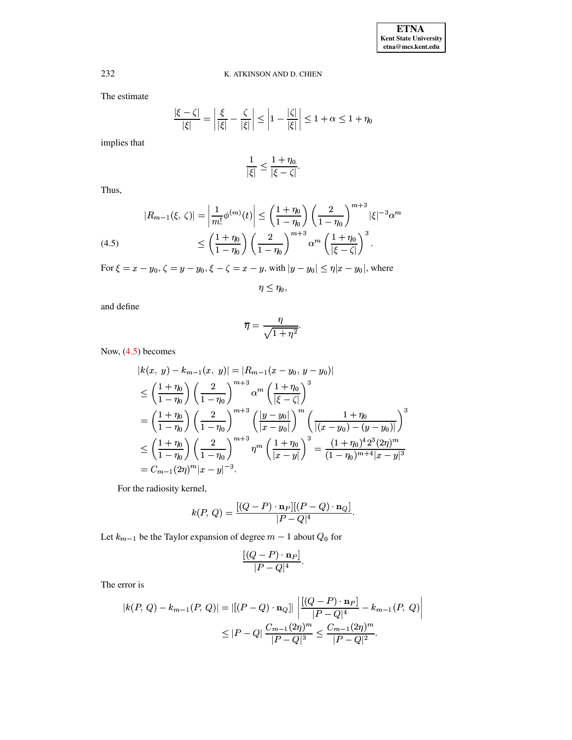The estimate

$$\frac{|\xi - \zeta|}{|\xi|} = \left| \frac{\xi}{|\xi|} - \frac{\zeta}{|\xi|} \right| \leq \left| 1 - \frac{|\zeta|}{|\xi|} \right| \leq 1 + \alpha \leq 1 + \eta_0$$

implies that

$$\frac{1}{|\xi|} \leq \frac{1 + \eta_0}{|\xi - \zeta|}.$$

Thus,

$$\begin{aligned}
|R_{m-1}(\xi,\, \zeta)| = \left| \frac{1}{m!} \phi^{(m)}(t) \right| &\leq \left( \frac{1 + \eta_0}{1 - \eta_0} \right) \left( \frac{2}{1 - \eta_0} \right)^{m+3} |\xi|^{-3} \alpha^m \\
&\leq \left( \frac{1 + \eta_0}{1 - \eta_0} \right) \left( \frac{2}{1 - \eta_0} \right)^{m+3} \alpha^m \left( \frac{1 + \eta_0}{|\xi - \zeta|} \right)^3.
\end{aligned} \tag{4.5}$$

For $\xi = x - y_0$, $\zeta = y - y_0$, $\xi - \zeta = x - y$, with $|y - y_0| \leq \eta |x - y_0|$, where

$$\eta \leq \eta_0,$$

and define

$$\overline{\eta} = \frac{\eta}{\sqrt{1 + \eta^2}}.$$

Now, (4.5) becomes

$$\begin{aligned}
&|k(x,\, y) - k_{m-1}(x,\, y)| = |R_{m-1}(x - y_0,\, y - y_0)| \\
&\leq \left( \frac{1 + \eta_0}{1 - \eta_0} \right) \left( \frac{2}{1 - \eta_0} \right)^{m+3} \alpha^m \left( \frac{1 + \eta_0}{|\xi - \zeta|} \right)^3 \\
&= \left( \frac{1 + \eta_0}{1 - \eta_0} \right) \left( \frac{2}{1 - \eta_0} \right)^{m+3} \left( \frac{|y - y_0|}{|x - y_0|} \right)^m \left( \frac{1 + \eta_0}{|(x - y_0) - (y - y_0)|} \right)^3 \\
&\leq \left( \frac{1 + \eta_0}{1 - \eta_0} \right) \left( \frac{2}{1 - \eta_0} \right)^{m+3} \eta^m \left( \frac{1 + \eta_0}{|x - y|} \right)^3 = \frac{(1 + \eta_0)^4 2^3 (2\eta)^m}{(1 - \eta_0)^{m+4} |x - y|^3} \\
&= C_{m-1} (2\eta)^m |x - y|^{-3}.
\end{aligned}$$

For the radiosity kernel,

$$k(P,\, Q) = \frac{[(Q - P) \cdot \mathbf{n}_P][(P - Q) \cdot \mathbf{n}_Q]}{|P - Q|^4}.$$

Let $k_{m-1}$ be the Taylor expansion of degree $m - 1$ about $Q_0$ for

$$\frac{[(Q - P) \cdot \mathbf{n}_P]}{|P - Q|^4}.$$

The error is

$$\begin{aligned}
|k(P,\, Q) - k_{m-1}(P,\, Q)| &= |[(P - Q) \cdot \mathbf{n}_Q]| \left| \frac{[(Q - P) \cdot \mathbf{n}_P]}{|P - Q|^4} - k_{m-1}(P,\, Q) \right| \\
&\leq |P - Q| \frac{C_{m-1} (2\eta)^m}{|P - Q|^3} \leq \frac{C_{m-1} (2\eta)^m}{|P - Q|^2}.
\end{aligned}$$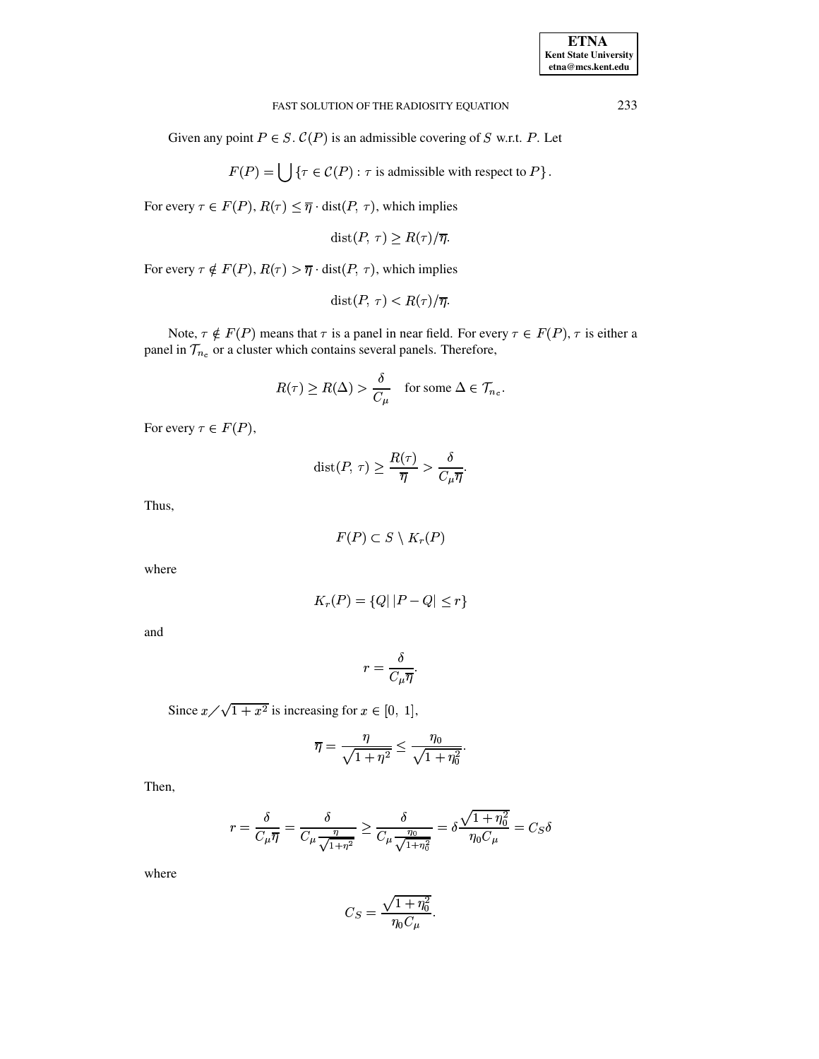Given any point $P \in S$. $\mathcal{C}(P)$ is an admissible covering of $S$ w.r.t. $P$. Let

$$F(P) = \bigcup \{\tau \in \mathcal{C}(P) : \tau \text{ is admissible with respect to } P\}.$$

For every $\tau \in F(P)$, $R(\tau) \leq \overline{\eta} \cdot \operatorname{dist}(P, \tau)$, which implies

$$\operatorname{dist}(P, \tau) \geq R(\tau)/\overline{\eta}.$$

For every $\tau \notin F(P)$, $R(\tau) > \overline{\eta} \cdot \operatorname{dist}(P, \tau)$, which implies

$$\operatorname{dist}(P, \tau) < R(\tau)/\overline{\eta}.$$

Note, $\tau \notin F(P)$ means that $\tau$ is a panel in near field. For every $\tau \in F(P)$, $\tau$ is either a panel in $\mathcal{T}_{n_c}$ or a cluster which contains several panels. Therefore,

$$R(\tau) \geq R(\Delta) > \frac{\delta}{C_\mu} \quad \text{for some } \Delta \in \mathcal{T}_{n_c}.$$

For every $\tau \in F(P)$,

$$\operatorname{dist}(P, \tau) \geq \frac{R(\tau)}{\overline{\eta}} > \frac{\delta}{C_\mu \overline{\eta}}.$$

Thus,

$$F(P) \subset S \setminus K_r(P)$$

where

$$K_r(P) = \{Q | \, |P - Q| \leq r\}$$

and

$$r = \frac{\delta}{C_\mu \overline{\eta}}.$$

Since $x/\sqrt{1+x^2}$ is increasing for $x \in [0, 1]$,

$$\overline{\eta} = \frac{\eta}{\sqrt{1+\eta^2}} \leq \frac{\eta_0}{\sqrt{1+\eta_0^2}}.$$

Then,

$$r = \frac{\delta}{C_\mu \overline{\eta}} = \frac{\delta}{C_\mu \frac{\eta}{\sqrt{1+\eta^2}}} \geq \frac{\delta}{C_\mu \frac{\eta_0}{\sqrt{1+\eta_0^2}}} = \delta \frac{\sqrt{1+\eta_0^2}}{\eta_0 C_\mu} = C_S \delta$$

where

$$C_S = \frac{\sqrt{1+\eta_0^2}}{\eta_0 C_\mu}.$$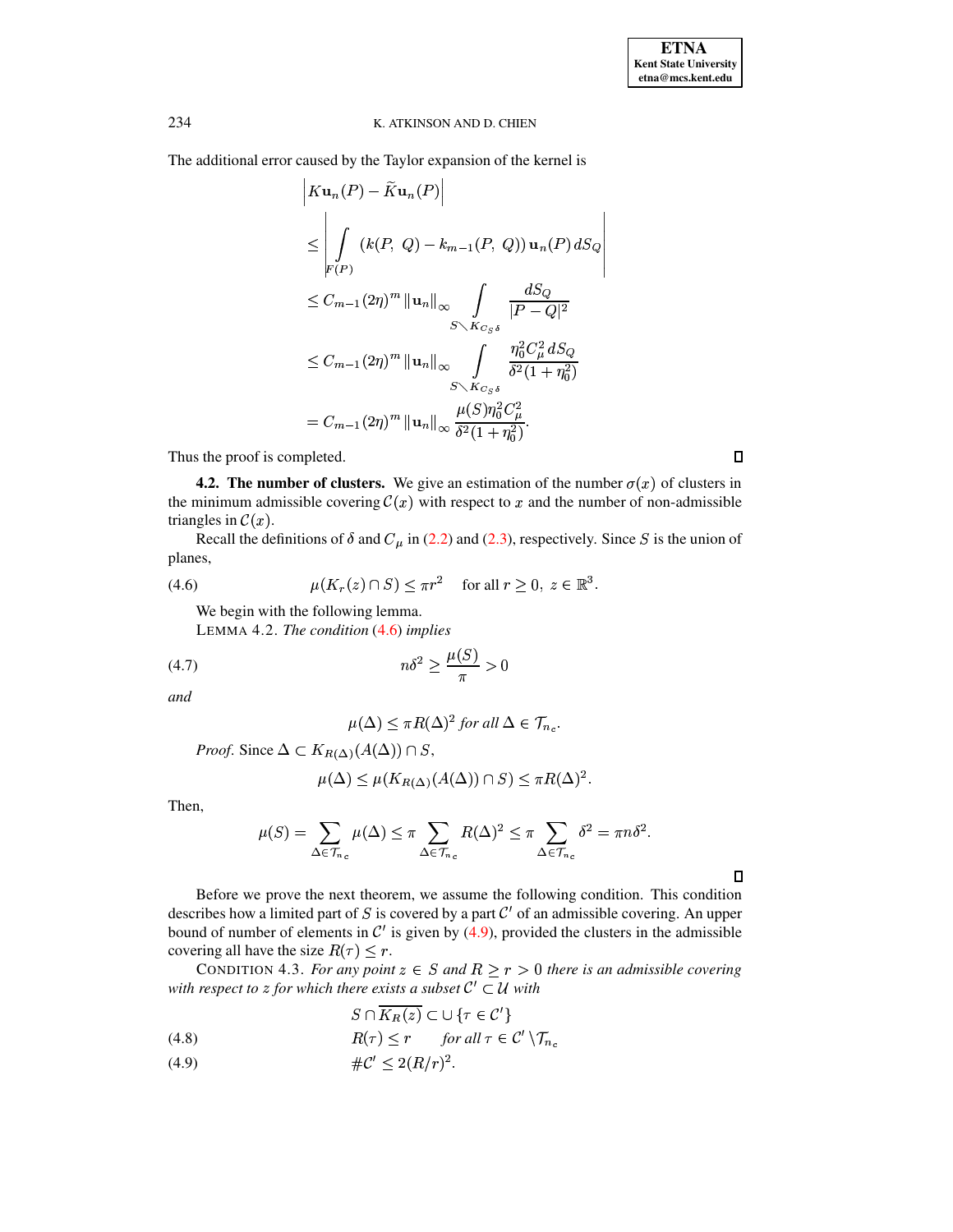The additional error caused by the Taylor expansion of the kernel is

$$
\begin{aligned}
&\left| K\mathbf{u}_n(P) - \widetilde{K}\mathbf{u}_n(P) \right| \\
&\leq \left| \int_{F(P)} \left( k(P,\ Q) - k_{m-1}(P,\ Q) \right) \mathbf{u}_n(P) \, dS_Q \right| \\
&\leq C_{m-1} (2\eta)^m \left\| \mathbf{u}_n \right\|_\infty \int_{S \setminus K_{C_S \delta}} \frac{dS_Q}{|P-Q|^2} \\
&\leq C_{m-1} (2\eta)^m \left\| \mathbf{u}_n \right\|_\infty \int_{S \setminus K_{C_S \delta}} \frac{\eta_0^2 C_\mu^2 \, dS_Q}{\delta^2 (1+\eta_0^2)} \\
&= C_{m-1} (2\eta)^m \left\| \mathbf{u}_n \right\|_\infty \frac{\mu(S) \eta_0^2 C_\mu^2}{\delta^2 (1+\eta_0^2)}.
\end{aligned}
$$

Thus the proof is completed. □

**4.2. The number of clusters.** We give an estimation of the number $\sigma(x)$ of clusters in the minimum admissible covering $\mathcal{C}(x)$ with respect to $x$ and the number of non-admissible triangles in $\mathcal{C}(x)$.

Recall the definitions of $\delta$ and $C_\mu$ in (2.2) and (2.3), respectively. Since $S$ is the union of planes,

$$
\mu(K_r(z) \cap S) \leq \pi r^2 \quad \text{for all } r \geq 0,\ z \in \mathbb{R}^3. \tag{4.6}
$$

We begin with the following lemma.

LEMMA 4.2. *The condition* (4.6) *implies*

$$
n\delta^2 \geq \frac{\mu(S)}{\pi} > 0 \tag{4.7}
$$

*and*

$$
\mu(\Delta) \leq \pi R(\Delta)^2 \text{ for all } \Delta \in \mathcal{T}_{n_c}.
$$

*Proof.* Since $\Delta \subset K_{R(\Delta)}(A(\Delta)) \cap S$,

$$
\mu(\Delta) \leq \mu(K_{R(\Delta)}(A(\Delta)) \cap S) \leq \pi R(\Delta)^2.
$$

Then,

$$
\mu(S) = \sum_{\Delta \in \mathcal{T}_{n_c}} \mu(\Delta) \leq \pi \sum_{\Delta \in \mathcal{T}_{n_c}} R(\Delta)^2 \leq \pi \sum_{\Delta \in \mathcal{T}_{n_c}} \delta^2 = \pi n \delta^2.
$$

□

Before we prove the next theorem, we assume the following condition. This condition describes how a limited part of $S$ is covered by a part $\mathcal{C}'$ of an admissible covering. An upper bound of number of elements in $\mathcal{C}'$ is given by (4.9), provided the clusters in the admissible covering all have the size $R(\tau) \leq r$.

CONDITION 4.3. *For any point $z \in S$ and $R \geq r > 0$ there is an admissible covering with respect to $z$ for which there exists a subset $\mathcal{C}' \subset \mathcal{U}$ with*

$$
S \cap \overline{K_R(z)} \subset \cup \{\tau \in \mathcal{C}'\}
$$

$$
R(\tau) \leq r \qquad \textit{for all } \tau \in \mathcal{C}' \setminus \mathcal{T}_{n_c} \tag{4.8}
$$

$$
\#\mathcal{C}' \leq 2(R/r)^2. \tag{4.9}
$$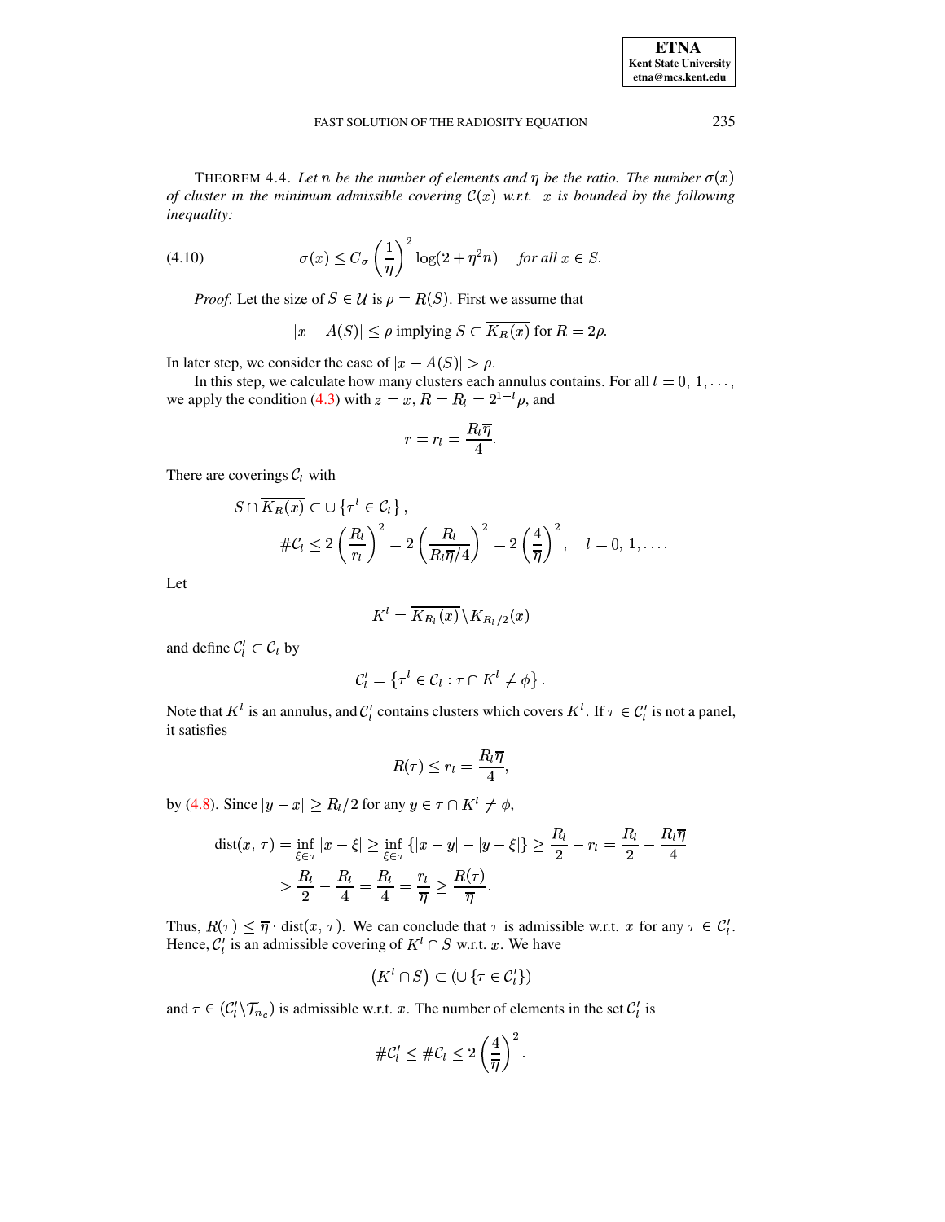THEOREM 4.4. *Let $n$ be the number of elements and $\eta$ be the ratio. The number $\sigma(x)$ of cluster in the minimum admissible covering $\mathcal{C}(x)$ w.r.t. $x$ is bounded by the following inequality:*

$$\sigma(x) \leq C_\sigma \left(\frac{1}{\eta}\right)^2 \log(2 + \eta^2 n) \quad \textit{for all } x \in S. \tag{4.10}$$

*Proof*. Let the size of $S \in \mathcal{U}$ is $\rho = R(S)$. First we assume that

$$|x - A(S)| \leq \rho \text{ implying } S \subset \overline{K_R(x)} \text{ for } R = 2\rho.$$

In later step, we consider the case of $|x - A(S)| > \rho$.

In this step, we calculate how many clusters each annulus contains. For all $l = 0, 1, \ldots,$ we apply the condition (4.3) with $z = x$, $R = R_l = 2^{1-l}\rho$, and

$$r = r_l = \frac{R_l \overline{\eta}}{4}.$$

There are coverings $\mathcal{C}_l$ with

$$S \cap \overline{K_R(x)} \subset \cup \left\{\tau^l \in \mathcal{C}_l\right\},$$
$$\#\mathcal{C}_l \leq 2\left(\frac{R_l}{r_l}\right)^2 = 2\left(\frac{R_l}{R_l\overline{\eta}/4}\right)^2 = 2\left(\frac{4}{\overline{\eta}}\right)^2, \quad l = 0, 1, \ldots.$$

Let

$$K^l = \overline{K_{R_l}(x)} \backslash K_{R_l/2}(x)$$

and define $\mathcal{C}'_l \subset \mathcal{C}_l$ by

$$\mathcal{C}'_l = \left\{\tau^l \in \mathcal{C}_l : \tau \cap K^l \neq \phi\right\}.$$

Note that $K^l$ is an annulus, and $\mathcal{C}'_l$ contains clusters which covers $K^l$. If $\tau \in \mathcal{C}'_l$ is not a panel, it satisfies

$$R(\tau) \leq r_l = \frac{R_l \overline{\eta}}{4},$$

by (4.8). Since $|y - x| \geq R_l/2$ for any $y \in \tau \cap K^l \neq \phi$,

$$\begin{aligned}
\operatorname{dist}(x, \tau) &= \inf_{\xi \in \tau} |x - \xi| \geq \inf_{\xi \in \tau} \{|x - y| - |y - \xi|\} \geq \frac{R_l}{2} - r_l = \frac{R_l}{2} - \frac{R_l \overline{\eta}}{4} \\
&> \frac{R_l}{2} - \frac{R_l}{4} = \frac{R_l}{4} = \frac{r_l}{\overline{\eta}} \geq \frac{R(\tau)}{\overline{\eta}}.
\end{aligned}$$

Thus, $R(\tau) \leq \overline{\eta} \cdot \operatorname{dist}(x, \tau)$. We can conclude that $\tau$ is admissible w.r.t. $x$ for any $\tau \in \mathcal{C}'_l$. Hence, $\mathcal{C}'_l$ is an admissible covering of $K^l \cap S$ w.r.t. $x$. We have

$$\left(K^l \cap S\right) \subset \left(\cup \left\{\tau \in \mathcal{C}'_l\right\}\right)$$

and $\tau \in (\mathcal{C}'_l \backslash \mathcal{T}_{n_c})$ is admissible w.r.t. $x$. The number of elements in the set $\mathcal{C}'_l$ is

$$\#\mathcal{C}'_l \leq \#\mathcal{C}_l \leq 2\left(\frac{4}{\overline{\eta}}\right)^2.$$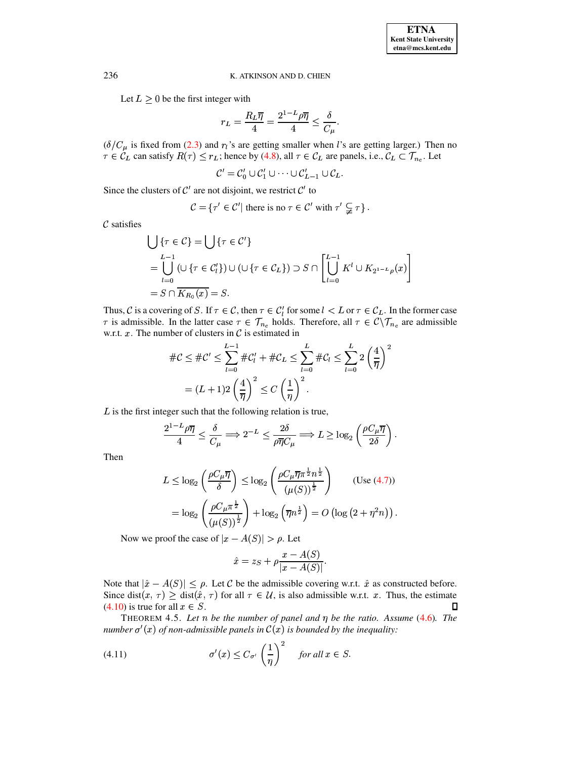Let $L \geq 0$ be the first integer with

$$r_L = \frac{R_L \overline{\eta}}{4} = \frac{2^{1-L} \rho \overline{\eta}}{4} \leq \frac{\delta}{C_\mu}.$$

($\delta / C_\mu$ is fixed from (2.3) and $r_l$'s are getting smaller when $l$'s are getting larger.) Then no $\tau \in \mathcal{C}_L$ can satisfy $R(\tau) \leq r_L$; hence by (4.8), all $\tau \in \mathcal{C}_L$ are panels, i.e., $\mathcal{C}_L \subset \mathcal{T}_{n_c}$. Let

$$\mathcal{C}' = \mathcal{C}'_0 \cup \mathcal{C}'_1 \cup \cdots \cup \mathcal{C}'_{L-1} \cup \mathcal{C}_L.$$

Since the clusters of $\mathcal{C}'$ are not disjoint, we restrict $\mathcal{C}'$ to

$$\mathcal{C} = \{\tau' \in \mathcal{C}' | \text{ there is no } \tau \in \mathcal{C}' \text{ with } \tau' \subsetneq \tau\}.$$

$\mathcal{C}$ satisfies

$$\begin{aligned}
&\bigcup \{\tau \in \mathcal{C}\} = \bigcup \{\tau \in \mathcal{C}'\} \\
&= \bigcup_{l=0}^{L-1} \left(\cup \{\tau \in \mathcal{C}'_l\}\right) \cup \left(\cup \{\tau \in \mathcal{C}_L\}\right) \supset S \cap \left[\bigcup_{l=0}^{L-1} K^l \cup K_{2^{1-L}\rho}(x)\right] \\
&= S \cap \overline{K_{R_0}(x)} = S.
\end{aligned}$$

Thus, $\mathcal{C}$ is a covering of $S$. If $\tau \in \mathcal{C}$, then $\tau \in \mathcal{C}'_l$ for some $l < L$ or $\tau \in \mathcal{C}_L$. In the former case $\tau$ is admissible. In the latter case $\tau \in \mathcal{T}_{n_c}$ holds. Therefore, all $\tau \in \mathcal{C} \backslash \mathcal{T}_{n_c}$ are admissible w.r.t. $x$. The number of clusters in $\mathcal{C}$ is estimated in

$$\begin{aligned}
\#\mathcal{C} &\leq \#\mathcal{C}' \leq \sum_{l=0}^{L-1} \#\mathcal{C}'_l + \#\mathcal{C}_L \leq \sum_{l=0}^{L} \#\mathcal{C}_l \leq \sum_{l=0}^{L} 2\left(\frac{4}{\overline{\eta}}\right)^2 \\
&= (L+1) 2 \left(\frac{4}{\overline{\eta}}\right)^2 \leq C \left(\frac{1}{\eta}\right)^2.
\end{aligned}$$

$L$ is the first integer such that the following relation is true,

$$\frac{2^{1-L}\rho\overline{\eta}}{4} \leq \frac{\delta}{C_\mu} \Longrightarrow 2^{-L} \leq \frac{2\delta}{\rho\overline{\eta}C_\mu} \Longrightarrow L \geq \log_2\left(\frac{\rho C_\mu \overline{\eta}}{2\delta}\right).$$

Then

$$\begin{aligned}
L &\leq \log_2\left(\frac{\rho C_\mu \overline{\eta}}{\delta}\right) \leq \log_2\left(\frac{\rho C_\mu \overline{\eta} \pi^{\frac{1}{2}} n^{\frac{1}{2}}}{(\mu(S))^{\frac{1}{2}}}\right) \qquad \text{(Use (4.7))} \\
&= \log_2\left(\frac{\rho C_\mu \pi^{\frac{1}{2}}}{(\mu(S))^{\frac{1}{2}}}\right) + \log_2\left(\overline{\eta} n^{\frac{1}{2}}\right) = O\left(\log\left(2 + \eta^2 n\right)\right).
\end{aligned}$$

Now we proof the case of $|x - A(S)| > \rho$. Let

$$\hat{x} = z_S + \rho \frac{x - A(S)}{|x - A(S)|}.$$

Note that $|\hat{x} - A(S)| \leq \rho$. Let $\mathcal{C}$ be the admissible covering w.r.t. $\hat{x}$ as constructed before. Since $\text{dist}(x, \tau) \geq \text{dist}(\hat{x}, \tau)$ for all $\tau \in \mathcal{U}$, is also admissible w.r.t. $x$. Thus, the estimate (4.10) is true for all $x \in S$. ∎

THEOREM 4.5. *Let $n$ be the number of panel and $\eta$ be the ratio. Assume (4.6). The number $\sigma'(x)$ of non-admissible panels in $\mathcal{C}(x)$ is bounded by the inequality:*

$$\sigma'(x) \leq C_{\sigma'} \left(\frac{1}{\eta}\right)^2 \quad \textit{for all } x \in S. \tag{4.11}$$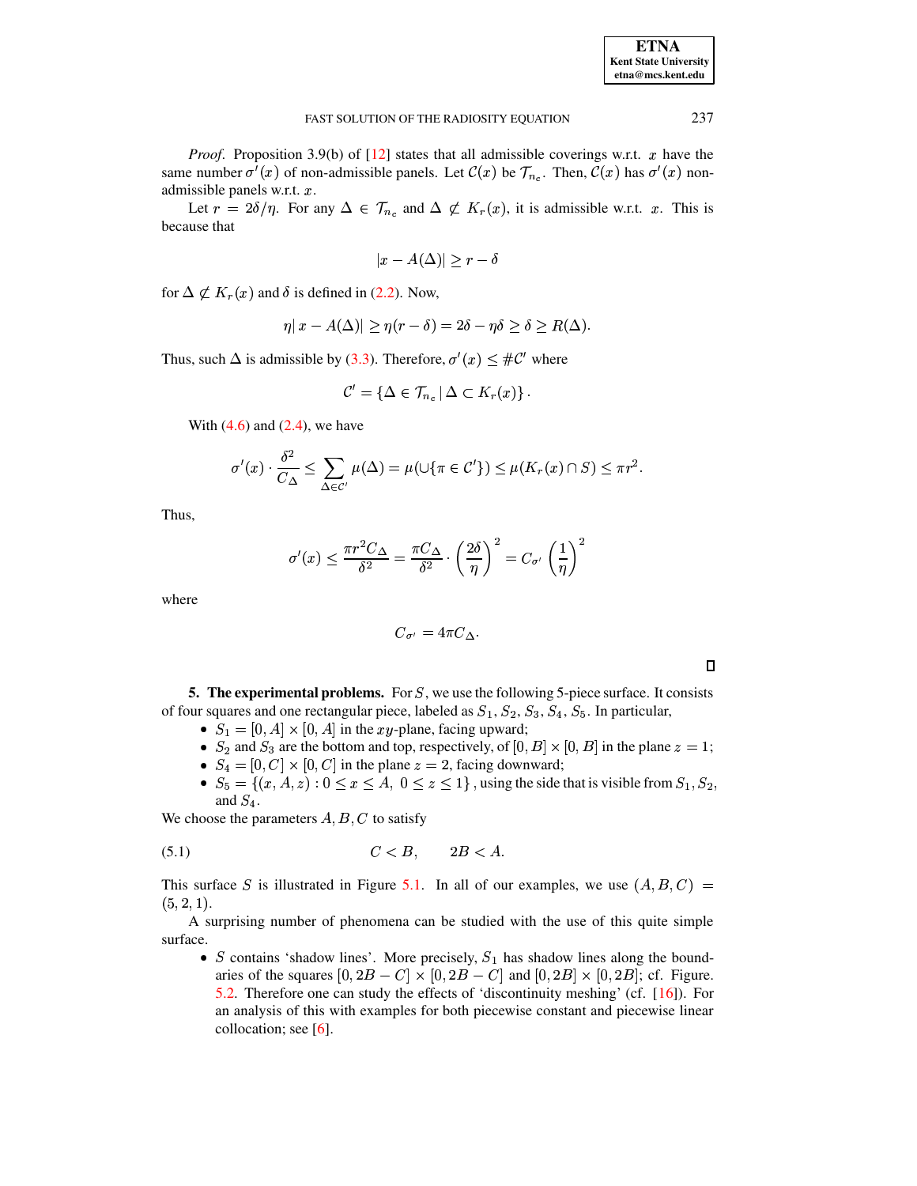*Proof*. Proposition 3.9(b) of [12] states that all admissible coverings w.r.t. $x$ have the same number $\sigma'(x)$ of non-admissible panels. Let $\mathcal{C}(x)$ be $\mathcal{T}_{n_c}$. Then, $\mathcal{C}(x)$ has $\sigma'(x)$ non-admissible panels w.r.t. $x$.

Let $r = 2\delta/\eta$. For any $\Delta \in \mathcal{T}_{n_c}$ and $\Delta \not\subset K_r(x)$, it is admissible w.r.t. $x$. This is because that

$$|x - A(\Delta)| \geq r - \delta$$

for $\Delta \not\subset K_r(x)$ and $\delta$ is defined in (2.2). Now,

$$\eta |\, x - A(\Delta)| \geq \eta(r - \delta) = 2\delta - \eta\delta \geq \delta \geq R(\Delta).$$

Thus, such $\Delta$ is admissible by (3.3). Therefore, $\sigma'(x) \leq \#\mathcal{C}'$ where

$$\mathcal{C}' = \{\Delta \in \mathcal{T}_{n_c} \,|\, \Delta \subset K_r(x)\}.$$

With (4.6) and (2.4), we have

$$\sigma'(x) \cdot \frac{\delta^2}{C_\Delta} \leq \sum_{\Delta \in \mathcal{C}'} \mu(\Delta) = \mu(\cup\{\pi \in \mathcal{C}'\}) \leq \mu(K_r(x) \cap S) \leq \pi r^2.$$

Thus,

$$\sigma'(x) \leq \frac{\pi r^2 C_\Delta}{\delta^2} = \frac{\pi C_\Delta}{\delta^2} \cdot \left(\frac{2\delta}{\eta}\right)^2 = C_{\sigma'} \left(\frac{1}{\eta}\right)^2$$

where

$$C_{\sigma'} = 4\pi C_\Delta.$$

□

## 5. The experimental problems.

For $S$, we use the following 5-piece surface. It consists of four squares and one rectangular piece, labeled as $S_1, S_2, S_3, S_4, S_5$. In particular,

- $S_1 = [0, A] \times [0, A]$ in the $xy$-plane, facing upward;
- $S_2$ and $S_3$ are the bottom and top, respectively, of $[0, B] \times [0, B]$ in the plane $z = 1$;
- $S_4 = [0, C] \times [0, C]$ in the plane $z = 2$, facing downward;
- $S_5 = \{(x, A, z) : 0 \leq x \leq A,\ 0 \leq z \leq 1\}$, using the side that is visible from $S_1, S_2$, and $S_4$.

We choose the parameters $A, B, C$ to satisfy

$$C < B, \qquad 2B < A. \tag{5.1}$$

This surface $S$ is illustrated in Figure 5.1. In all of our examples, we use $(A, B, C) = (5, 2, 1)$.

A surprising number of phenomena can be studied with the use of this quite simple surface.

- $S$ contains 'shadow lines'. More precisely, $S_1$ has shadow lines along the boundaries of the squares $[0, 2B - C] \times [0, 2B - C]$ and $[0, 2B] \times [0, 2B]$; cf. Figure. 5.2. Therefore one can study the effects of 'discontinuity meshing' (cf. [16]). For an analysis of this with examples for both piecewise constant and piecewise linear collocation; see [6].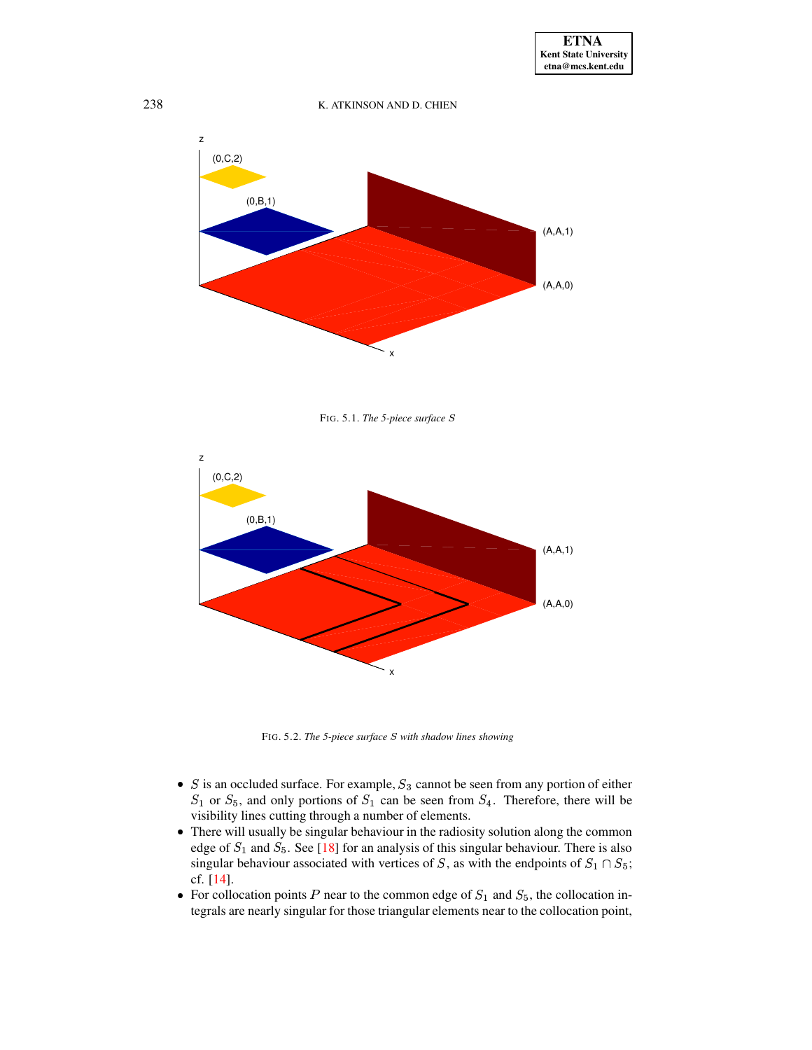FIG. 5.1. *The 5-piece surface $S$*

FIG. 5.2. *The 5-piece surface $S$ with shadow lines showing*

- $S$ is an occluded surface. For example, $S_3$ cannot be seen from any portion of either $S_1$ or $S_5$, and only portions of $S_1$ can be seen from $S_4$. Therefore, there will be visibility lines cutting through a number of elements.
- There will usually be singular behaviour in the radiosity solution along the common edge of $S_1$ and $S_5$. See [18] for an analysis of this singular behaviour. There is also singular behaviour associated with vertices of $S$, as with the endpoints of $S_1 \cap S_5$; cf. [14].
- For collocation points $P$ near to the common edge of $S_1$ and $S_5$, the collocation integrals are nearly singular for those triangular elements near to the collocation point,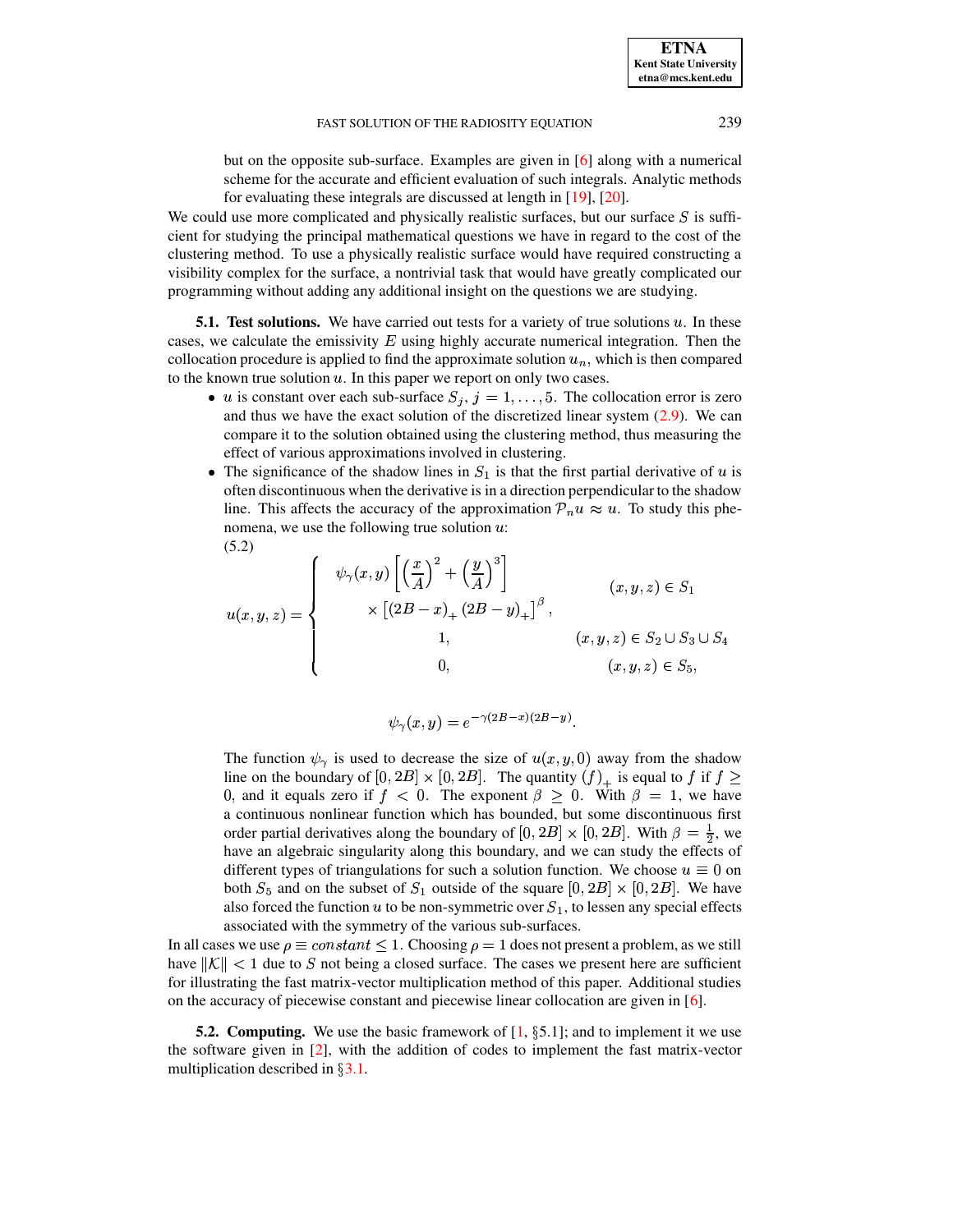but on the opposite sub-surface. Examples are given in [6] along with a numerical scheme for the accurate and efficient evaluation of such integrals. Analytic methods for evaluating these integrals are discussed at length in [19], [20].

We could use more complicated and physically realistic surfaces, but our surface $S$ is sufficient for studying the principal mathematical questions we have in regard to the cost of the clustering method. To use a physically realistic surface would have required constructing a visibility complex for the surface, a nontrivial task that would have greatly complicated our programming without adding any additional insight on the questions we are studying.

**5.1. Test solutions.** We have carried out tests for a variety of true solutions $u$. In these cases, we calculate the emissivity $E$ using highly accurate numerical integration. Then the collocation procedure is applied to find the approximate solution $u_n$, which is then compared to the known true solution $u$. In this paper we report on only two cases.

- $u$ is constant over each sub-surface $S_j$, $j = 1, \ldots, 5$. The collocation error is zero and thus we have the exact solution of the discretized linear system (2.9). We can compare it to the solution obtained using the clustering method, thus measuring the effect of various approximations involved in clustering.
- The significance of the shadow lines in $S_1$ is that the first partial derivative of $u$ is often discontinuous when the derivative is in a direction perpendicular to the shadow line. This affects the accuracy of the approximation $\mathcal{P}_n u \approx u$. To study this phenomena, we use the following true solution $u$:

(5.2)
$$u(x,y,z) = \begin{cases} \psi_\gamma(x,y)\left[\left(\frac{x}{A}\right)^2 + \left(\frac{y}{A}\right)^3\right] & (x,y,z) \in S_1 \\ \quad \times \left[(2B-x)_+ (2B-y)_+\right]^\beta, & \\ 1, & (x,y,z) \in S_2 \cup S_3 \cup S_4 \\ 0, & (x,y,z) \in S_5, \end{cases}$$

$$\psi_\gamma(x,y) = e^{-\gamma(2B-x)(2B-y)}.$$

The function $\psi_\gamma$ is used to decrease the size of $u(x,y,0)$ away from the shadow line on the boundary of $[0,2B] \times [0,2B]$. The quantity $(f)_+$ is equal to $f$ if $f \geq 0$, and it equals zero if $f < 0$. The exponent $\beta \geq 0$. With $\beta = 1$, we have a continuous nonlinear function which has bounded, but some discontinuous first order partial derivatives along the boundary of $[0,2B] \times [0,2B]$. With $\beta = \frac{1}{2}$, we have an algebraic singularity along this boundary, and we can study the effects of different types of triangulations for such a solution function. We choose $u \equiv 0$ on both $S_5$ and on the subset of $S_1$ outside of the square $[0,2B] \times [0,2B]$. We have also forced the function $u$ to be non-symmetric over $S_1$, to lessen any special effects associated with the symmetry of the various sub-surfaces.

In all cases we use $\rho \equiv constant \leq 1$. Choosing $\rho = 1$ does not present a problem, as we still have $\|\mathcal{K}\| < 1$ due to $S$ not being a closed surface. The cases we present here are sufficient for illustrating the fast matrix-vector multiplication method of this paper. Additional studies on the accuracy of piecewise constant and piecewise linear collocation are given in [6].

**5.2. Computing.** We use the basic framework of [1, §5.1]; and to implement it we use the software given in [2], with the addition of codes to implement the fast matrix-vector multiplication described in §3.1.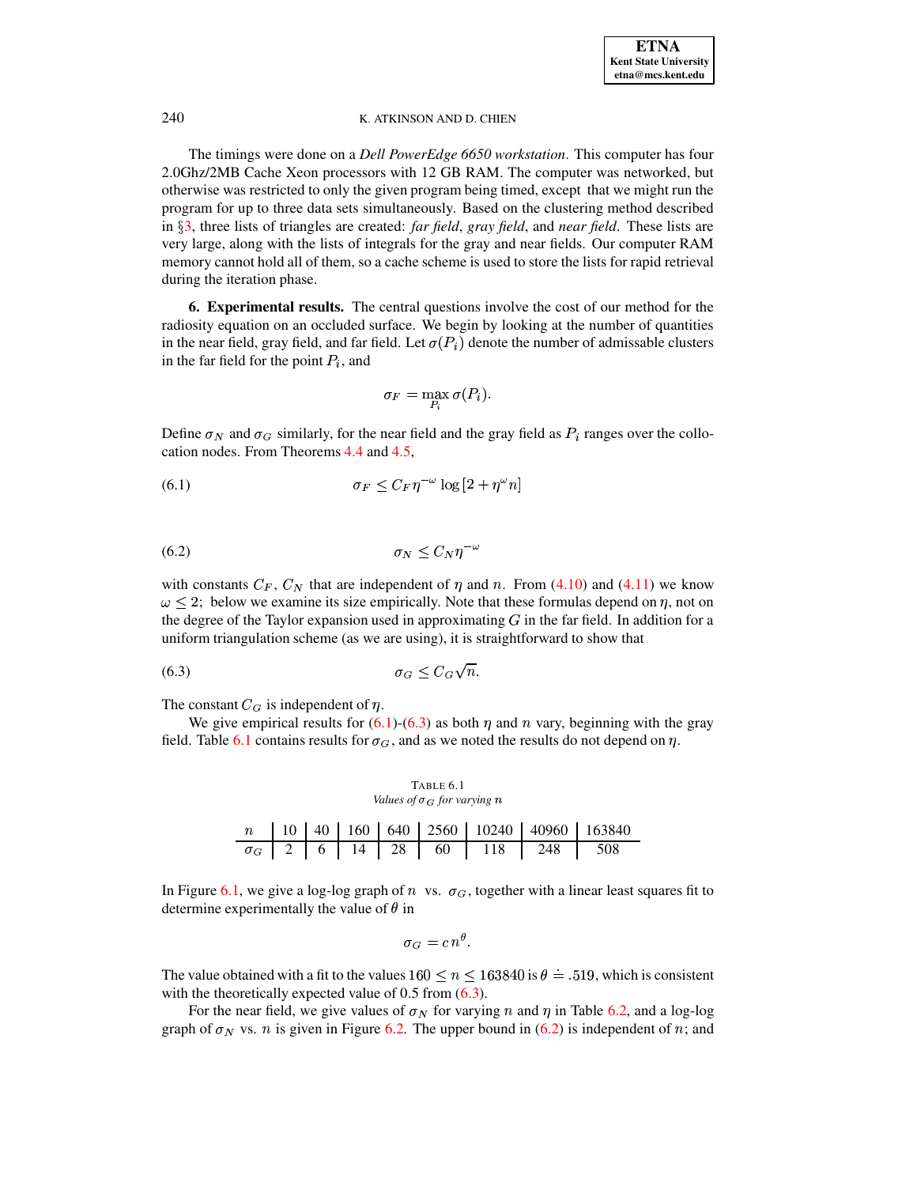The timings were done on a *Dell PowerEdge 6650 workstation*. This computer has four 2.0Ghz/2MB Cache Xeon processors with 12 GB RAM. The computer was networked, but otherwise was restricted to only the given program being timed, except that we might run the program for up to three data sets simultaneously. Based on the clustering method described in §3, three lists of triangles are created: *far field*, *gray field*, and *near field*. These lists are very large, along with the lists of integrals for the gray and near fields. Our computer RAM memory cannot hold all of them, so a cache scheme is used to store the lists for rapid retrieval during the iteration phase.

**6. Experimental results.** The central questions involve the cost of our method for the radiosity equation on an occluded surface. We begin by looking at the number of quantities in the near field, gray field, and far field. Let $\sigma(P_i)$ denote the number of admissable clusters in the far field for the point $P_i$, and

$$\sigma_F = \max_{P_i} \sigma(P_i).$$

Define $\sigma_N$ and $\sigma_G$ similarly, for the near field and the gray field as $P_i$ ranges over the collocation nodes. From Theorems 4.4 and 4.5,

$$\sigma_F \leq C_F \eta^{-\omega} \log\left[2 + \eta^{\omega} n\right] \tag{6.1}$$

$$\sigma_N \leq C_N \eta^{-\omega} \tag{6.2}$$

with constants $C_F$, $C_N$ that are independent of $\eta$ and $n$. From (4.10) and (4.11) we know $\omega \leq 2$; below we examine its size empirically. Note that these formulas depend on $\eta$, not on the degree of the Taylor expansion used in approximating $G$ in the far field. In addition for a uniform triangulation scheme (as we are using), it is straightforward to show that

$$\sigma_G \leq C_G \sqrt{n}. \tag{6.3}$$

The constant $C_G$ is independent of $\eta$.

We give empirical results for (6.1)-(6.3) as both $\eta$ and $n$ vary, beginning with the gray field. Table 6.1 contains results for $\sigma_G$, and as we noted the results do not depend on $\eta$.

TABLE 6.1
*Values of $\sigma_G$ for varying $n$*

| $n$ | 10 | 40 | 160 | 640 | 2560 | 10240 | 40960 | 163840 |
|---|---|---|---|---|---|---|---|---|
| $\sigma_G$ | 2 | 6 | 14 | 28 | 60 | 118 | 248 | 508 |

In Figure 6.1, we give a log-log graph of $n$ vs. $\sigma_G$, together with a linear least squares fit to determine experimentally the value of $\theta$ in

$$\sigma_G = c\, n^{\theta}.$$

The value obtained with a fit to the values $160 \leq n \leq 163840$ is $\theta \doteq .519$, which is consistent with the theoretically expected value of 0.5 from (6.3).

For the near field, we give values of $\sigma_N$ for varying $n$ and $\eta$ in Table 6.2, and a log-log graph of $\sigma_N$ vs. $n$ is given in Figure 6.2. The upper bound in (6.2) is independent of $n$; and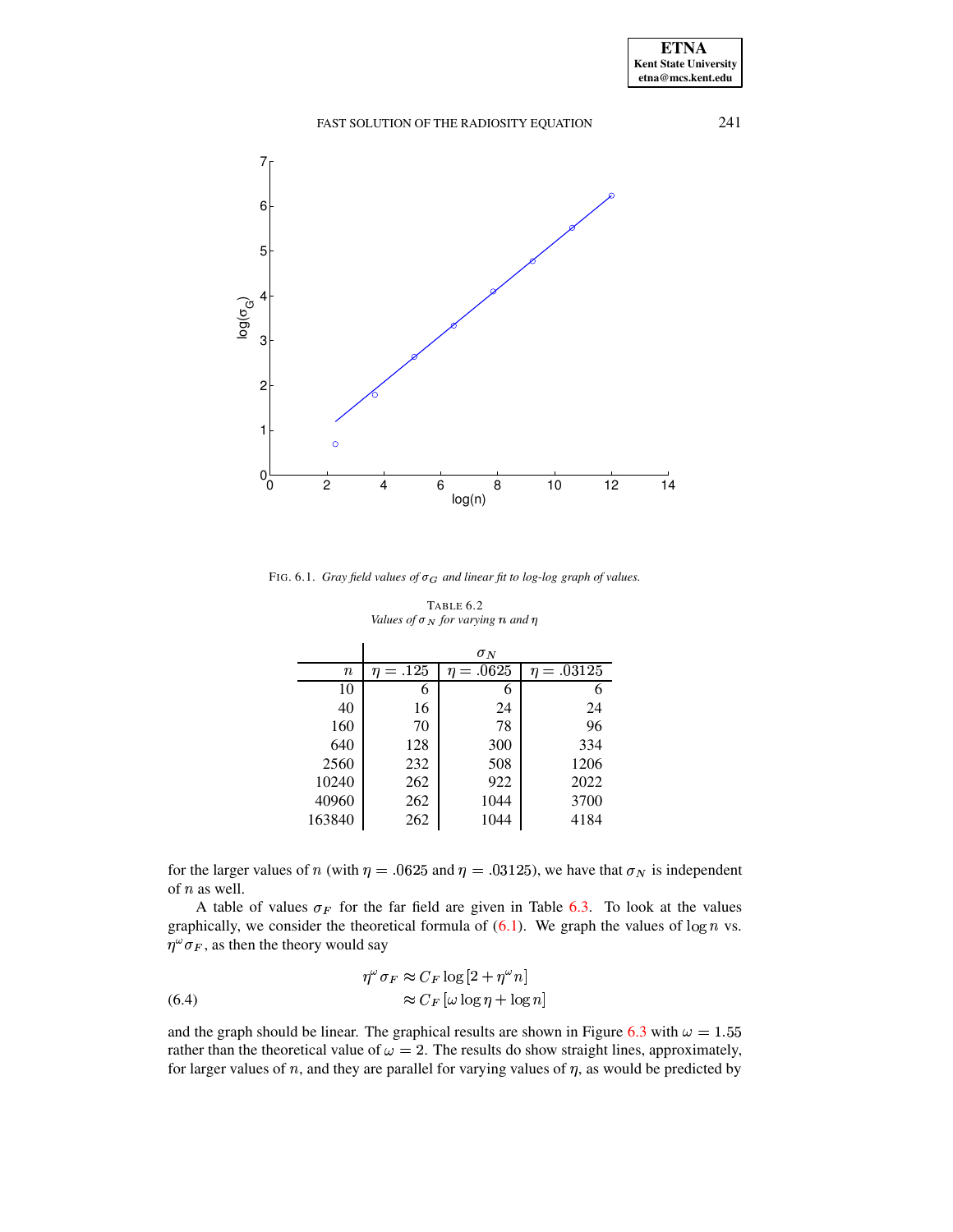FIG. 6.1. *Gray field values of $\sigma_G$ and linear fit to log-log graph of values.*

TABLE 6.2
*Values of $\sigma_N$ for varying $n$ and $\eta$*

| | $\sigma_N$ | | |
|---|---|---|---|
| $n$ | $\eta = .125$ | $\eta = .0625$ | $\eta = .03125$ |
| 10 | 6 | 6 | 6 |
| 40 | 16 | 24 | 24 |
| 160 | 70 | 78 | 96 |
| 640 | 128 | 300 | 334 |
| 2560 | 232 | 508 | 1206 |
| 10240 | 262 | 922 | 2022 |
| 40960 | 262 | 1044 | 3700 |
| 163840 | 262 | 1044 | 4184 |

for the larger values of $n$ (with $\eta = .0625$ and $\eta = .03125$), we have that $\sigma_N$ is independent of $n$ as well.

A table of values $\sigma_F$ for the far field are given in Table 6.3. To look at the values graphically, we consider the theoretical formula of (6.1). We graph the values of $\log n$ vs. $\eta^\omega \sigma_F$, as then the theory would say

$$
\begin{aligned}
\eta^\omega \sigma_F &\approx C_F \log\left[2 + \eta^\omega n\right] \\
&\approx C_F \left[\omega \log \eta + \log n\right]
\end{aligned}
\tag{6.4}
$$

and the graph should be linear. The graphical results are shown in Figure 6.3 with $\omega = 1.55$ rather than the theoretical value of $\omega = 2$. The results do show straight lines, approximately, for larger values of $n$, and they are parallel for varying values of $\eta$, as would be predicted by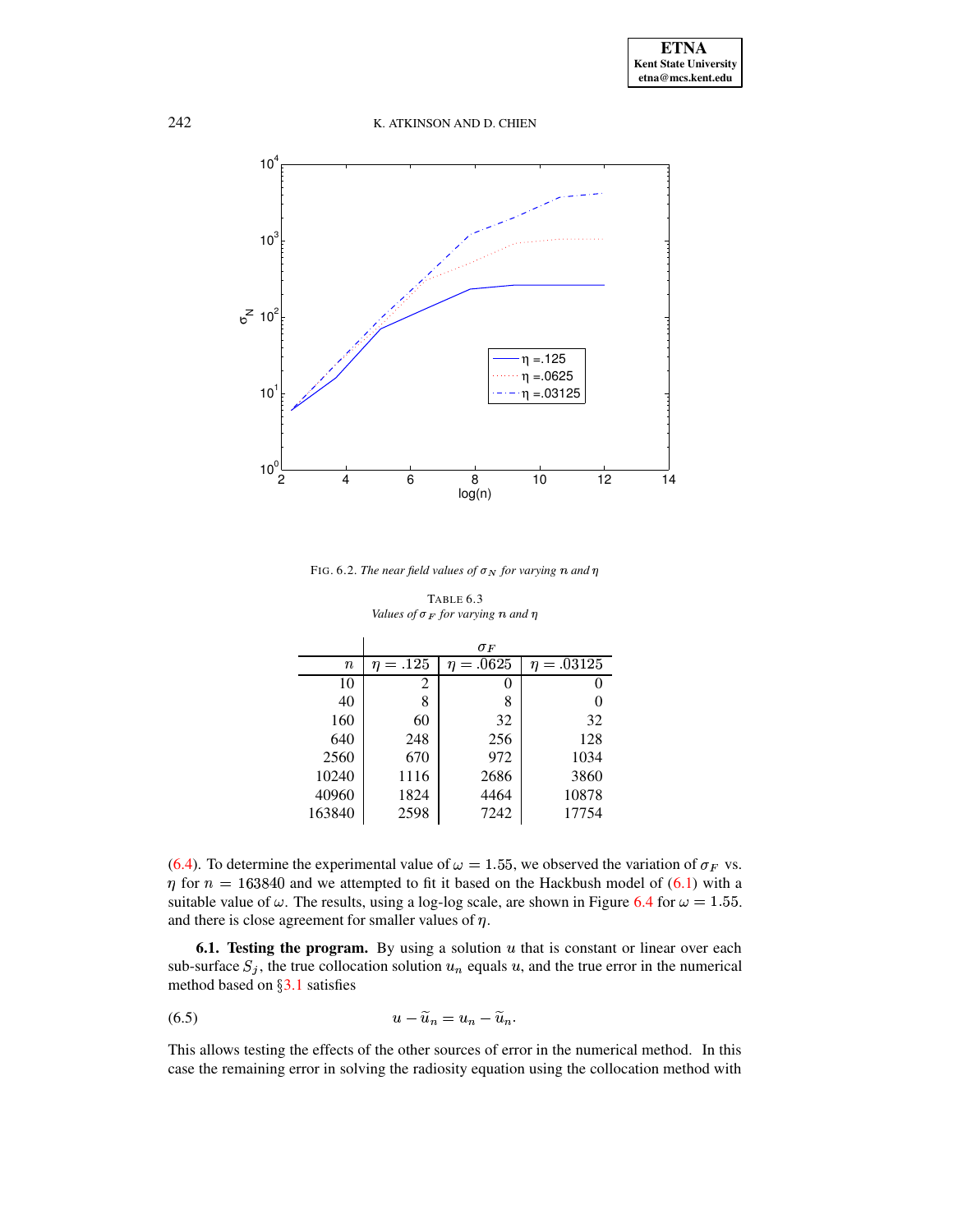FIG. 6.2. *The near field values of $\sigma_N$ for varying $n$ and $\eta$*

TABLE 6.3
*Values of $\sigma_F$ for varying $n$ and $\eta$*

| | $\sigma_F$ | | |
|---|---|---|---|
| $n$ | $\eta = .125$ | $\eta = .0625$ | $\eta = .03125$ |
| 10 | 2 | 0 | 0 |
| 40 | 8 | 8 | 0 |
| 160 | 60 | 32 | 32 |
| 640 | 248 | 256 | 128 |
| 2560 | 670 | 972 | 1034 |
| 10240 | 1116 | 2686 | 3860 |
| 40960 | 1824 | 4464 | 10878 |
| 163840 | 2598 | 7242 | 17754 |

(6.4). To determine the experimental value of $\omega = 1.55$, we observed the variation of $\sigma_F$ vs. $\eta$ for $n = 163840$ and we attempted to fit it based on the Hackbush model of (6.1) with a suitable value of $\omega$. The results, using a log-log scale, are shown in Figure 6.4 for $\omega = 1.55$. and there is close agreement for smaller values of $\eta$.

**6.1. Testing the program.** By using a solution $u$ that is constant or linear over each sub-surface $S_j$, the true collocation solution $u_n$ equals $u$, and the true error in the numerical method based on §3.1 satisfies

$$u - \widetilde{u}_n = u_n - \widetilde{u}_n. \tag{6.5}$$

This allows testing the effects of the other sources of error in the numerical method. In this case the remaining error in solving the radiosity equation using the collocation method with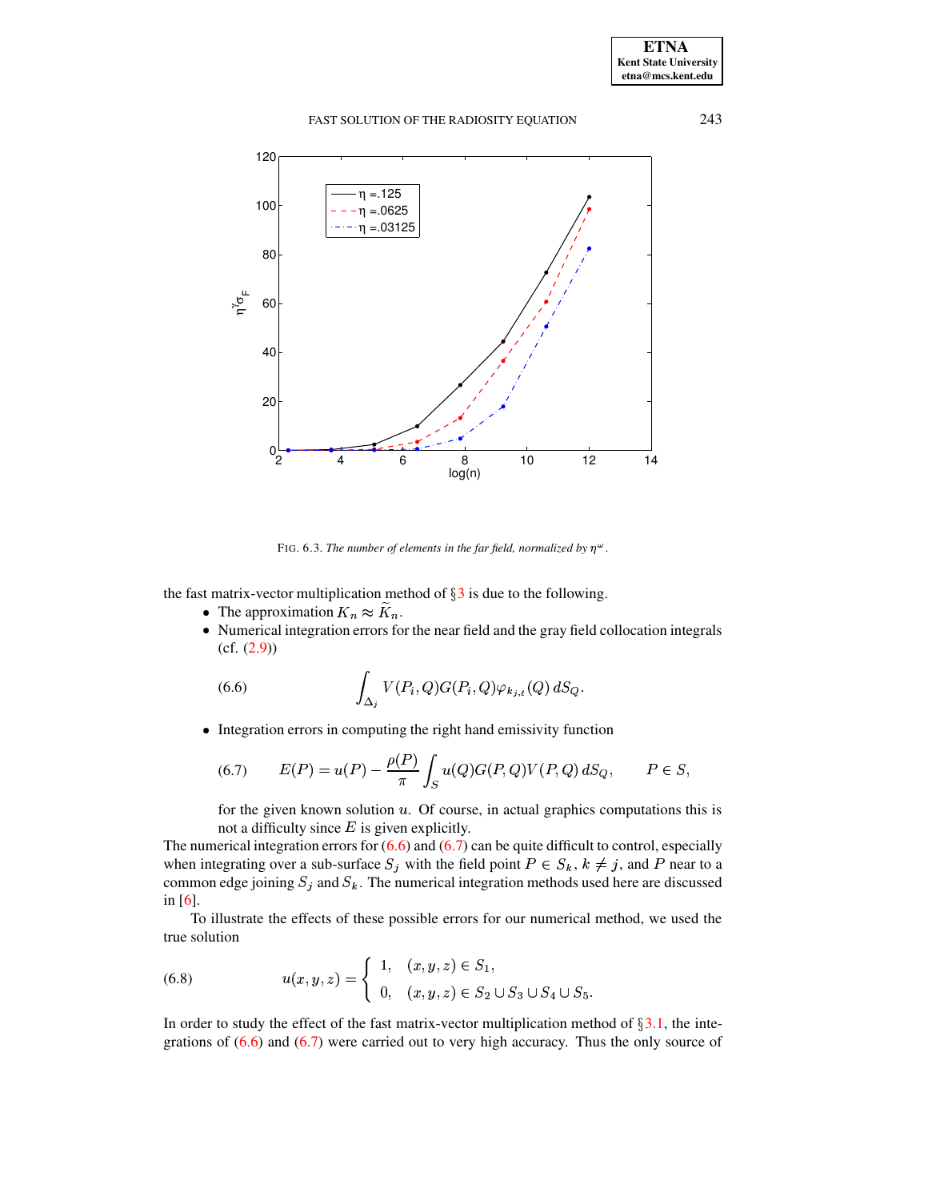FIG. 6.3. *The number of elements in the far field, normalized by* $\eta^{\omega}$.

the fast matrix-vector multiplication method of §3 is due to the following.

- The approximation $K_n \approx \widetilde{K}_n$.
- Numerical integration errors for the near field and the gray field collocation integrals (cf. (2.9))

$$\int_{\Delta_j} V(P_i, Q) G(P_i, Q) \varphi_{k_{j,t}}(Q)\, dS_Q. \tag{6.6}$$

- Integration errors in computing the right hand emissivity function

$$E(P) = u(P) - \frac{\rho(P)}{\pi} \int_S u(Q) G(P, Q) V(P, Q)\, dS_Q, \qquad P \in S, \tag{6.7}$$

  for the given known solution $u$. Of course, in actual graphics computations this is not a difficulty since $E$ is given explicitly.

The numerical integration errors for (6.6) and (6.7) can be quite difficult to control, especially when integrating over a sub-surface $S_j$ with the field point $P \in S_k$, $k \neq j$, and $P$ near to a common edge joining $S_j$ and $S_k$. The numerical integration methods used here are discussed in [6].

To illustrate the effects of these possible errors for our numerical method, we used the true solution

$$u(x, y, z) = \begin{cases} 1, & (x, y, z) \in S_1, \\ 0, & (x, y, z) \in S_2 \cup S_3 \cup S_4 \cup S_5. \end{cases} \tag{6.8}$$

In order to study the effect of the fast matrix-vector multiplication method of §3.1, the integrations of (6.6) and (6.7) were carried out to very high accuracy. Thus the only source of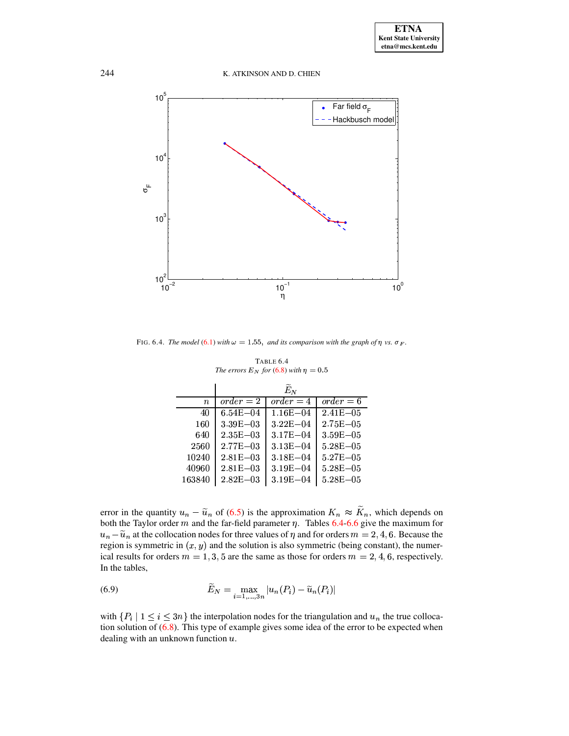FIG. 6.4. *The model (6.1) with $\omega = 1.55$, and its comparison with the graph of $\eta$ vs. $\sigma_F$.*

TABLE 6.4
*The errors $E_N$ for (6.8) with $\eta = 0.5$*

| | $\widetilde{E}_N$ | | |
|---|---|---|---|
| $n$ | *order* $= 2$ | *order* $= 4$ | *order* $= 6$ |
| 40 | 6.54E−04 | 1.16E−04 | 2.41E−05 |
| 160 | 3.39E−03 | 3.22E−04 | 2.75E−05 |
| 640 | 2.35E−03 | 3.17E−04 | 3.59E−05 |
| 2560 | 2.77E−03 | 3.13E−04 | 5.28E−05 |
| 10240 | 2.81E−03 | 3.18E−04 | 5.27E−05 |
| 40960 | 2.81E−03 | 3.19E−04 | 5.28E−05 |
| 163840 | 2.82E−03 | 3.19E−04 | 5.28E−05 |

error in the quantity $u_n - \widetilde{u}_n$ of (6.5) is the approximation $K_n \approx \widetilde{K}_n$, which depends on both the Taylor order $m$ and the far-field parameter $\eta$. Tables 6.4-6.6 give the maximum for $u_n - \widetilde{u}_n$ at the collocation nodes for three values of $\eta$ and for orders $m = 2, 4, 6$. Because the region is symmetric in $(x, y)$ and the solution is also symmetric (being constant), the numerical results for orders $m = 1, 3, 5$ are the same as those for orders $m = 2, 4, 6$, respectively. In the tables,

$$\widetilde{E}_N = \max_{i=1,\ldots,3n} |u_n(P_i) - \widetilde{u}_n(P_i)| \tag{6.9}$$

with $\{P_i \mid 1 \leq i \leq 3n\}$ the interpolation nodes for the triangulation and $u_n$ the true collocation solution of (6.8). This type of example gives some idea of the error to be expected when dealing with an unknown function $u$.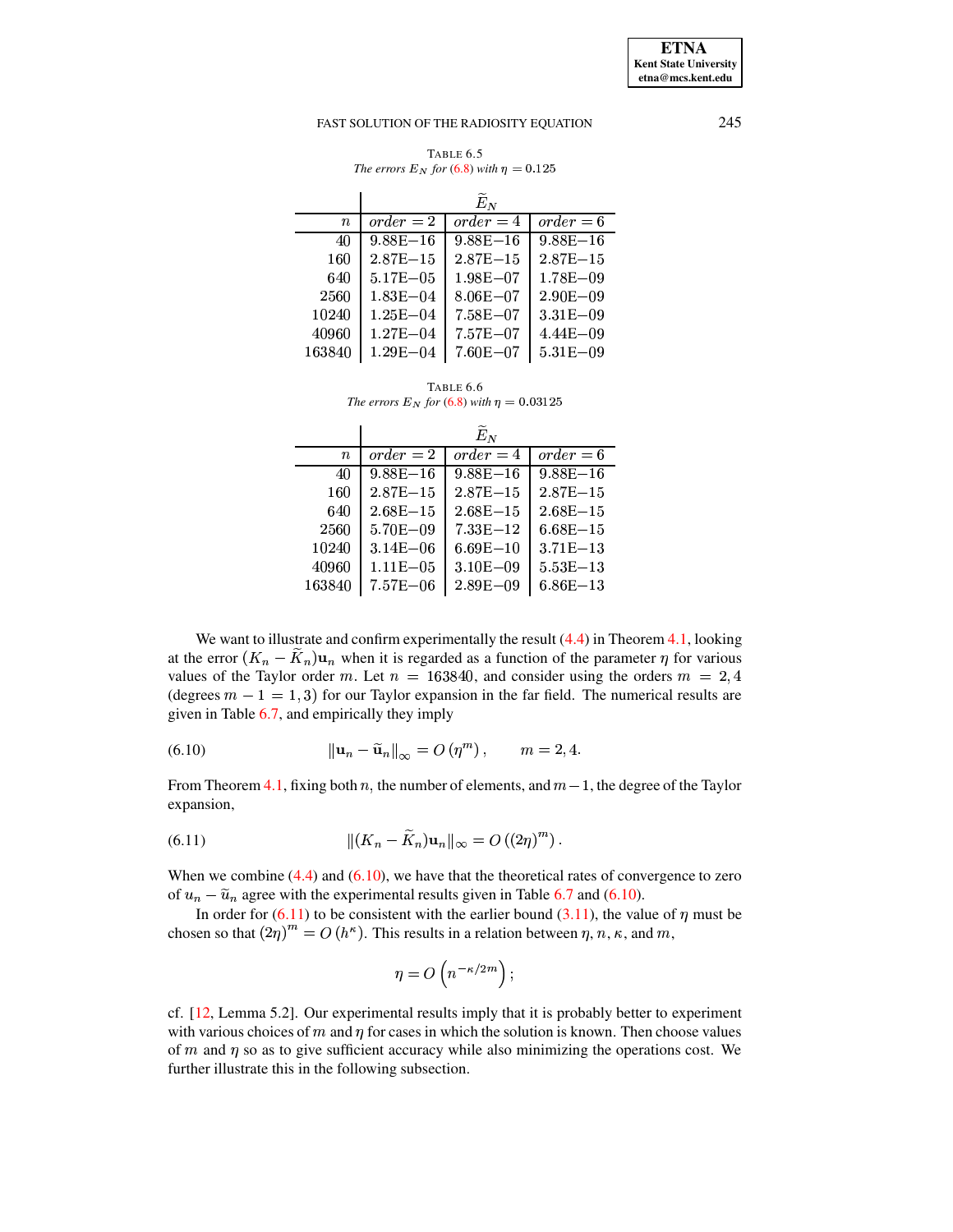TABLE 6.5
*The errors $E_N$ for (6.8) with $\eta = 0.125$*

| | $\widetilde{E}_N$ | | |
|---|---|---|---|
| $n$ | *order* $= 2$ | *order* $= 4$ | *order* $= 6$ |
| 40 | 9.88E−16 | 9.88E−16 | 9.88E−16 |
| 160 | 2.87E−15 | 2.87E−15 | 2.87E−15 |
| 640 | 5.17E−05 | 1.98E−07 | 1.78E−09 |
| 2560 | 1.83E−04 | 8.06E−07 | 2.90E−09 |
| 10240 | 1.25E−04 | 7.58E−07 | 3.31E−09 |
| 40960 | 1.27E−04 | 7.57E−07 | 4.44E−09 |
| 163840 | 1.29E−04 | 7.60E−07 | 5.31E−09 |

TABLE 6.6
*The errors $E_N$ for (6.8) with $\eta = 0.03125$*

| | $\widetilde{E}_N$ | | |
|---|---|---|---|
| $n$ | *order* $= 2$ | *order* $= 4$ | *order* $= 6$ |
| 40 | 9.88E−16 | 9.88E−16 | 9.88E−16 |
| 160 | 2.87E−15 | 2.87E−15 | 2.87E−15 |
| 640 | 2.68E−15 | 2.68E−15 | 2.68E−15 |
| 2560 | 5.70E−09 | 7.33E−12 | 6.68E−15 |
| 10240 | 3.14E−06 | 6.69E−10 | 3.71E−13 |
| 40960 | 1.11E−05 | 3.10E−09 | 5.53E−13 |
| 163840 | 7.57E−06 | 2.89E−09 | 6.86E−13 |

We want to illustrate and confirm experimentally the result (4.4) in Theorem 4.1, looking at the error $(K_n - \widetilde{K}_n)\mathbf{u}_n$ when it is regarded as a function of the parameter $\eta$ for various values of the Taylor order $m$. Let $n = 163840$, and consider using the orders $m = 2, 4$ (degrees $m - 1 = 1, 3$) for our Taylor expansion in the far field. The numerical results are given in Table 6.7, and empirically they imply

$$\|\mathbf{u}_n - \widetilde{\mathbf{u}}_n\|_\infty = O\left(\eta^m\right), \qquad m = 2, 4. \tag{6.10}$$

From Theorem 4.1, fixing both $n$, the number of elements, and $m-1$, the degree of the Taylor expansion,

$$\|(K_n - \widetilde{K}_n)\mathbf{u}_n\|_\infty = O\left((2\eta)^m\right). \tag{6.11}$$

When we combine (4.4) and (6.10), we have that the theoretical rates of convergence to zero of $u_n - \widetilde{u}_n$ agree with the experimental results given in Table 6.7 and (6.10).

In order for (6.11) to be consistent with the earlier bound (3.11), the value of $\eta$ must be chosen so that $(2\eta)^m = O\left(h^\kappa\right)$. This results in a relation between $\eta$, $n$, $\kappa$, and $m$,

$$\eta = O\left(n^{-\kappa/2m}\right);$$

cf. [12, Lemma 5.2]. Our experimental results imply that it is probably better to experiment with various choices of $m$ and $\eta$ for cases in which the solution is known. Then choose values of $m$ and $\eta$ so as to give sufficient accuracy while also minimizing the operations cost. We further illustrate this in the following subsection.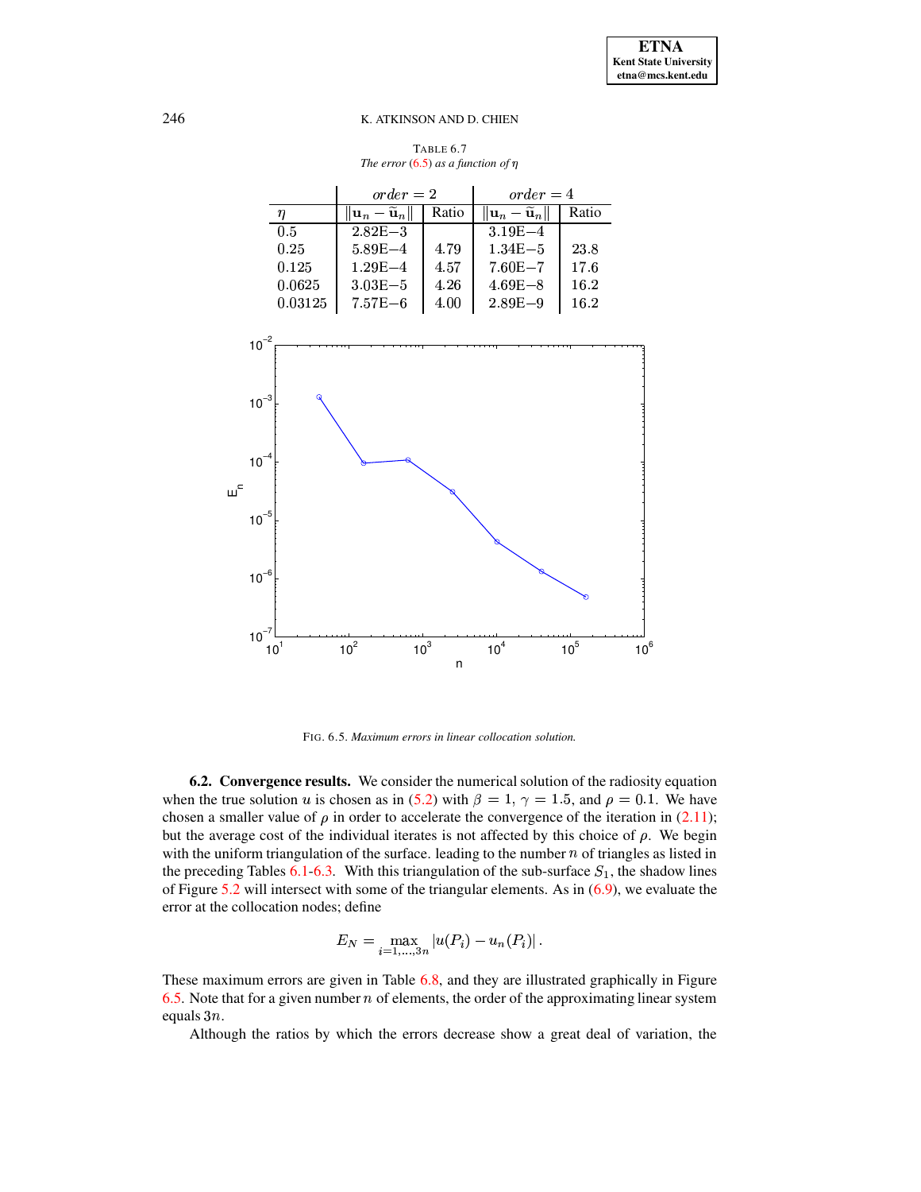TABLE 6.7
*The error (6.5) as a function of $\eta$*

| | $order = 2$ | | $order = 4$ | |
|---|---|---|---|---|
| $\eta$ | $\|\mathbf{u}_n - \widetilde{\mathbf{u}}_n\|$ | Ratio | $\|\mathbf{u}_n - \widetilde{\mathbf{u}}_n\|$ | Ratio |
| 0.5 | 2.82E−3 | | 3.19E−4 | |
| 0.25 | 5.89E−4 | 4.79 | 1.34E−5 | 23.8 |
| 0.125 | 1.29E−4 | 4.57 | 7.60E−7 | 17.6 |
| 0.0625 | 3.03E−5 | 4.26 | 4.69E−8 | 16.2 |
| 0.03125 | 7.57E−6 | 4.00 | 2.89E−9 | 16.2 |

FIG. 6.5. *Maximum errors in linear collocation solution.*

**6.2. Convergence results.** We consider the numerical solution of the radiosity equation when the true solution $u$ is chosen as in (5.2) with $\beta = 1$, $\gamma = 1.5$, and $\rho = 0.1$. We have chosen a smaller value of $\rho$ in order to accelerate the convergence of the iteration in (2.11); but the average cost of the individual iterates is not affected by this choice of $\rho$. We begin with the uniform triangulation of the surface. leading to the number $n$ of triangles as listed in the preceding Tables 6.1-6.3. With this triangulation of the sub-surface $S_1$, the shadow lines of Figure 5.2 will intersect with some of the triangular elements. As in (6.9), we evaluate the error at the collocation nodes; define

$$E_N = \max_{i=1,\ldots,3n} |u(P_i) - u_n(P_i)|.$$

These maximum errors are given in Table 6.8, and they are illustrated graphically in Figure 6.5. Note that for a given number $n$ of elements, the order of the approximating linear system equals $3n$.

Although the ratios by which the errors decrease show a great deal of variation, the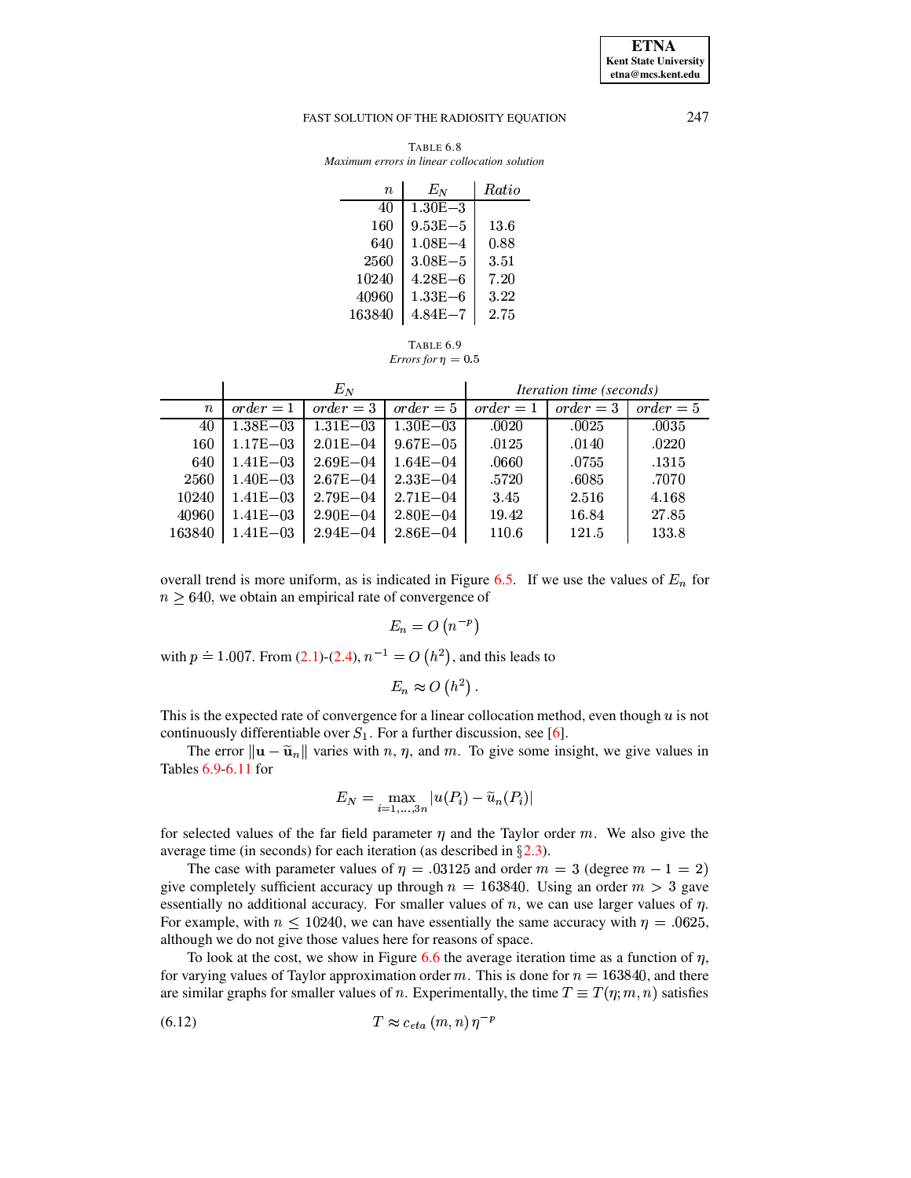TABLE 6.8
*Maximum errors in linear collocation solution*

| $n$ | $E_N$ | *Ratio* |
|---|---|---|
| 40 | 1.30E−3 | |
| 160 | 9.53E−5 | 13.6 |
| 640 | 1.08E−4 | 0.88 |
| 2560 | 3.08E−5 | 3.51 |
| 10240 | 4.28E−6 | 7.20 |
| 40960 | 1.33E−6 | 3.22 |
| 163840 | 4.84E−7 | 2.75 |

TABLE 6.9
*Errors for* $\eta = 0.5$

| | $E_N$ | | | *Iteration time (seconds)* | | |
|---|---|---|---|---|---|---|
| $n$ | *order* $=1$ | *order* $=3$ | *order* $=5$ | *order* $=1$ | *order* $=3$ | *order* $=5$ |
| 40 | 1.38E−03 | 1.31E−03 | 1.30E−03 | .0020 | .0025 | .0035 |
| 160 | 1.17E−03 | 2.01E−04 | 9.67E−05 | .0125 | .0140 | .0220 |
| 640 | 1.41E−03 | 2.69E−04 | 1.64E−04 | .0660 | .0755 | .1315 |
| 2560 | 1.40E−03 | 2.67E−04 | 2.33E−04 | .5720 | .6085 | .7070 |
| 10240 | 1.41E−03 | 2.79E−04 | 2.71E−04 | 3.45 | 2.516 | 4.168 |
| 40960 | 1.41E−03 | 2.90E−04 | 2.80E−04 | 19.42 | 16.84 | 27.85 |
| 163840 | 1.41E−03 | 2.94E−04 | 2.86E−04 | 110.6 | 121.5 | 133.8 |

overall trend is more uniform, as is indicated in Figure 6.5. If we use the values of $E_n$ for $n \geq 640$, we obtain an empirical rate of convergence of

$$E_n = O\left(n^{-p}\right)$$

with $p \doteq 1.007$. From (2.1)-(2.4), $n^{-1} = O\left(h^2\right)$, and this leads to

$$E_n \approx O\left(h^2\right).$$

This is the expected rate of convergence for a linear collocation method, even though $u$ is not continuously differentiable over $S_1$. For a further discussion, see [6].

The error $\|\mathbf{u} - \widetilde{\mathbf{u}}_n\|$ varies with $n$, $\eta$, and $m$. To give some insight, we give values in Tables 6.9-6.11 for

$$E_N = \max_{i=1,\ldots,3n} |u(P_i) - \widetilde{u}_n(P_i)|$$

for selected values of the far field parameter $\eta$ and the Taylor order $m$. We also give the average time (in seconds) for each iteration (as described in §2.3).

The case with parameter values of $\eta = .03125$ and order $m = 3$ (degree $m - 1 = 2$) give completely sufficient accuracy up through $n = 163840$. Using an order $m > 3$ gave essentially no additional accuracy. For smaller values of $n$, we can use larger values of $\eta$. For example, with $n \leq 10240$, we can have essentially the same accuracy with $\eta = .0625$, although we do not give those values here for reasons of space.

To look at the cost, we show in Figure 6.6 the average iteration time as a function of $\eta$, for varying values of Taylor approximation order $m$. This is done for $n = 163840$, and there are similar graphs for smaller values of $n$. Experimentally, the time $T \equiv T(\eta; m, n)$ satisfies

$$T \approx c_{eta}\left(m, n\right) \eta^{-p} \tag{6.12}$$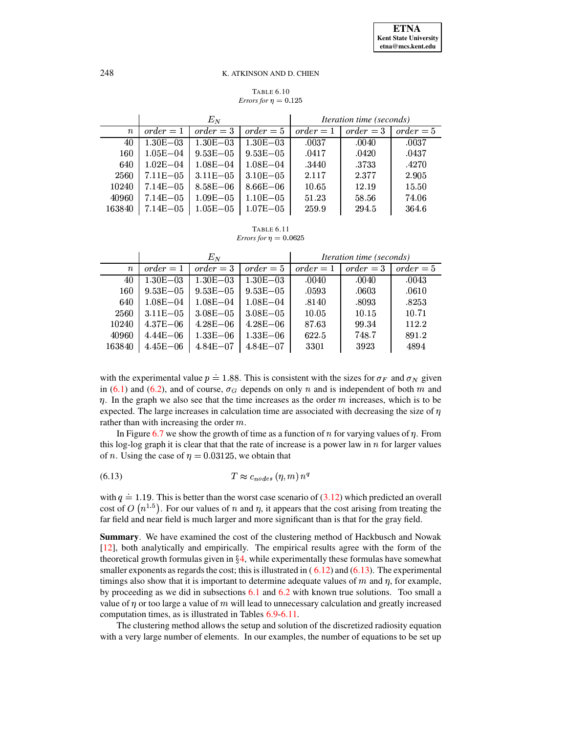TABLE 6.10
*Errors for* $\eta = 0.125$

| | $E_N$ | | | *Iteration time (seconds)* | | |
|---|---|---|---|---|---|---|
| $n$ | *order* $=1$ | *order* $=3$ | *order* $=5$ | *order* $=1$ | *order* $=3$ | *order* $=5$ |
| 40 | 1.30E−03 | 1.30E−03 | 1.30E−03 | .0037 | .0040 | .0037 |
| 160 | 1.05E−04 | 9.53E−05 | 9.53E−05 | .0417 | .0420 | .0437 |
| 640 | 1.02E−04 | 1.08E−04 | 1.08E−04 | .3440 | .3733 | .4270 |
| 2560 | 7.11E−05 | 3.11E−05 | 3.10E−05 | 2.117 | 2.377 | 2.905 |
| 10240 | 7.14E−05 | 8.58E−06 | 8.66E−06 | 10.65 | 12.19 | 15.50 |
| 40960 | 7.14E−05 | 1.09E−05 | 1.10E−05 | 51.23 | 58.56 | 74.06 |
| 163840 | 7.14E−05 | 1.05E−05 | 1.07E−05 | 259.9 | 294.5 | 364.6 |

TABLE 6.11
*Errors for* $\eta = 0.0625$

| | $E_N$ | | | *Iteration time (seconds)* | | |
|---|---|---|---|---|---|---|
| $n$ | *order* $=1$ | *order* $=3$ | *order* $=5$ | *order* $=1$ | *order* $=3$ | *order* $=5$ |
| 40 | 1.30E−03 | 1.30E−03 | 1.30E−03 | .0040 | .0040 | .0043 |
| 160 | 9.53E−05 | 9.53E−05 | 9.53E−05 | .0593 | .0603 | .0610 |
| 640 | 1.08E−04 | 1.08E−04 | 1.08E−04 | .8140 | .8093 | .8253 |
| 2560 | 3.11E−05 | 3.08E−05 | 3.08E−05 | 10.05 | 10.15 | 10.71 |
| 10240 | 4.37E−06 | 4.28E−06 | 4.28E−06 | 87.63 | 99.34 | 112.2 |
| 40960 | 4.44E−06 | 1.33E−06 | 1.33E−06 | 622.5 | 748.7 | 891.2 |
| 163840 | 4.45E−06 | 4.84E−07 | 4.84E−07 | 3301 | 3923 | 4894 |

with the experimental value $p \doteq 1.88$. This is consistent with the sizes for $\sigma_F$ and $\sigma_N$ given in (6.1) and (6.2), and of course, $\sigma_G$ depends on only $n$ and is independent of both $m$ and $\eta$. In the graph we also see that the time increases as the order $m$ increases, which is to be expected. The large increases in calculation time are associated with decreasing the size of $\eta$ rather than with increasing the order $m$.

In Figure 6.7 we show the growth of time as a function of $n$ for varying values of $\eta$. From this log-log graph it is clear that that the rate of increase is a power law in $n$ for larger values of $n$. Using the case of $\eta = 0.03125$, we obtain that

$$T \approx c_{nodes}\,(\eta, m)\, n^q \tag{6.13}$$

with $q \doteq 1.19$. This is better than the worst case scenario of (3.12) which predicted an overall cost of $O\left(n^{1.5}\right)$. For our values of $n$ and $\eta$, it appears that the cost arising from treating the far field and near field is much larger and more significant than is that for the gray field.

**Summary**. We have examined the cost of the clustering method of Hackbusch and Nowak [12], both analytically and empirically. The empirical results agree with the form of the theoretical growth formulas given in §4, while experimentally these formulas have somewhat smaller exponents as regards the cost; this is illustrated in ( 6.12) and (6.13). The experimental timings also show that it is important to determine adequate values of $m$ and $\eta$, for example, by proceeding as we did in subsections 6.1 and 6.2 with known true solutions. Too small a value of $\eta$ or too large a value of $m$ will lead to unnecessary calculation and greatly increased computation times, as is illustrated in Tables 6.9-6.11.

The clustering method allows the setup and solution of the discretized radiosity equation with a very large number of elements. In our examples, the number of equations to be set up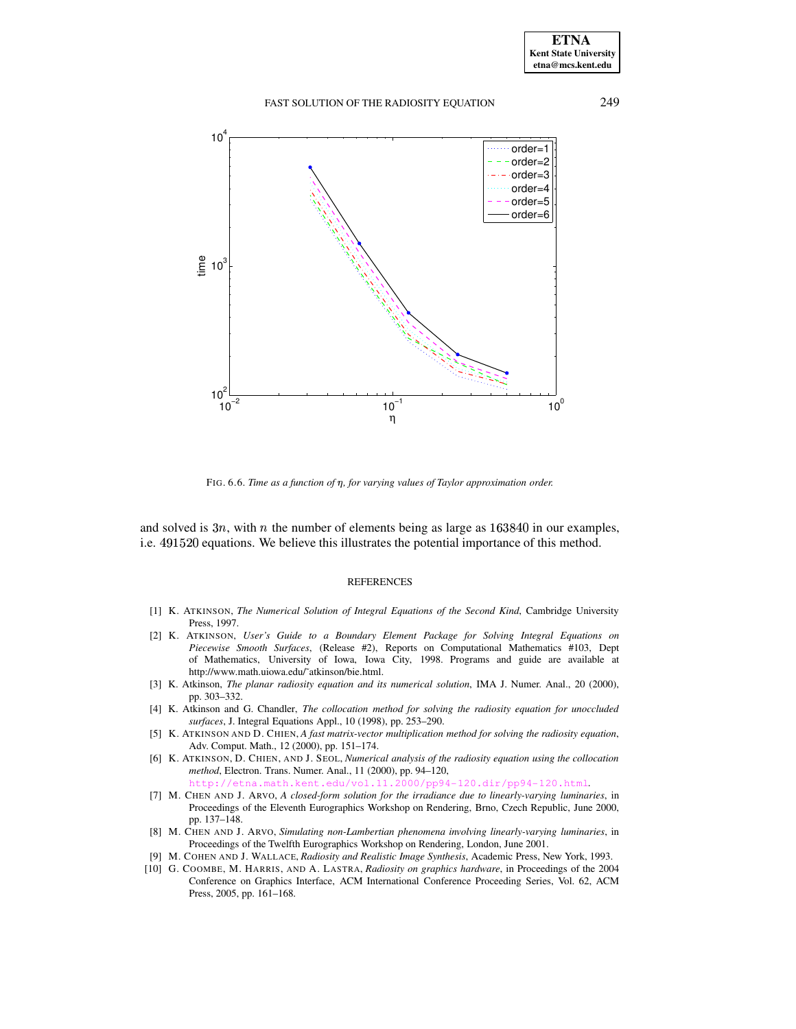FIG. 6.6. *Time as a function of $\eta$, for varying values of Taylor approximation order.*

and solved is $3n$, with $n$ the number of elements being as large as $163840$ in our examples, i.e. $491520$ equations. We believe this illustrates the potential importance of this method.

## REFERENCES

[1] K. ATKINSON, *The Numerical Solution of Integral Equations of the Second Kind*, Cambridge University Press, 1997.

[2] K. ATKINSON, *User's Guide to a Boundary Element Package for Solving Integral Equations on Piecewise Smooth Surfaces*, (Release #2), Reports on Computational Mathematics #103, Dept of Mathematics, University of Iowa, Iowa City, 1998. Programs and guide are available at http://www.math.uiowa.edu/~atkinson/bie.html.

[3] K. Atkinson, *The planar radiosity equation and its numerical solution*, IMA J. Numer. Anal., 20 (2000), pp. 303–332.

[4] K. Atkinson and G. Chandler, *The collocation method for solving the radiosity equation for unoccluded surfaces*, J. Integral Equations Appl., 10 (1998), pp. 253–290.

[5] K. ATKINSON AND D. CHIEN, *A fast matrix-vector multiplication method for solving the radiosity equation*, Adv. Comput. Math., 12 (2000), pp. 151–174.

[6] K. ATKINSON, D. CHIEN, AND J. SEOL, *Numerical analysis of the radiosity equation using the collocation method*, Electron. Trans. Numer. Anal., 11 (2000), pp. 94–120, http://etna.math.kent.edu/vol.11.2000/pp94-120.dir/pp94-120.html.

[7] M. CHEN AND J. ARVO, *A closed-form solution for the irradiance due to linearly-varying luminaries*, in Proceedings of the Eleventh Eurographics Workshop on Rendering, Brno, Czech Republic, June 2000, pp. 137–148.

[8] M. CHEN AND J. ARVO, *Simulating non-Lambertian phenomena involving linearly-varying luminaries*, in Proceedings of the Twelfth Eurographics Workshop on Rendering, London, June 2001.

[9] M. COHEN AND J. WALLACE, *Radiosity and Realistic Image Synthesis*, Academic Press, New York, 1993.

[10] G. COOMBE, M. HARRIS, AND A. LASTRA, *Radiosity on graphics hardware*, in Proceedings of the 2004 Conference on Graphics Interface, ACM International Conference Proceeding Series, Vol. 62, ACM Press, 2005, pp. 161–168.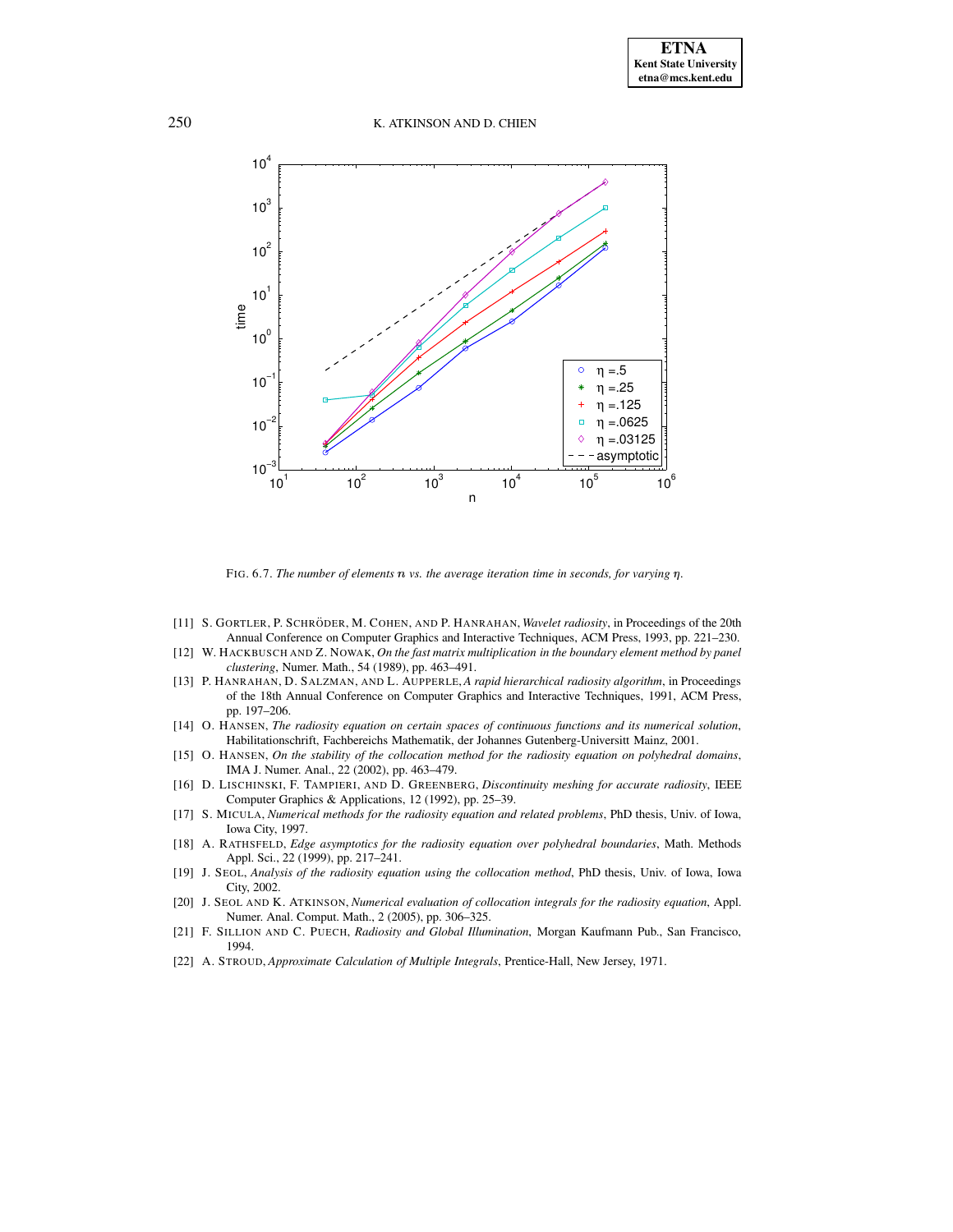time

n

$10^4$
$10^3$
$10^2$
$10^1$
$10^0$
$10^{-1}$
$10^{-2}$
$10^{-3}$

$10^1$ $10^2$ $10^3$ $10^4$ $10^5$ $10^6$

η =.5
η =.25
η =.125
η =.0625
η =.03125
asymptotic

FIG. 6.7. *The number of elements $n$ vs. the average iteration time in seconds, for varying $\eta$.*

[11] S. GORTLER, P. SCHRÖDER, M. COHEN, AND P. HANRAHAN, *Wavelet radiosity*, in Proceedings of the 20th Annual Conference on Computer Graphics and Interactive Techniques, ACM Press, 1993, pp. 221–230.

[12] W. HACKBUSCH AND Z. NOWAK, *On the fast matrix multiplication in the boundary element method by panel clustering*, Numer. Math., 54 (1989), pp. 463–491.

[13] P. HANRAHAN, D. SALZMAN, AND L. AUPPERLE, *A rapid hierarchical radiosity algorithm*, in Proceedings of the 18th Annual Conference on Computer Graphics and Interactive Techniques, 1991, ACM Press, pp. 197–206.

[14] O. HANSEN, *The radiosity equation on certain spaces of continuous functions and its numerical solution*, Habilitationschrift, Fachbereichs Mathematik, der Johannes Gutenberg-Universitt Mainz, 2001.

[15] O. HANSEN, *On the stability of the collocation method for the radiosity equation on polyhedral domains*, IMA J. Numer. Anal., 22 (2002), pp. 463–479.

[16] D. LISCHINSKI, F. TAMPIERI, AND D. GREENBERG, *Discontinuity meshing for accurate radiosity*, IEEE Computer Graphics & Applications, 12 (1992), pp. 25–39.

[17] S. MICULA, *Numerical methods for the radiosity equation and related problems*, PhD thesis, Univ. of Iowa, Iowa City, 1997.

[18] A. RATHSFELD, *Edge asymptotics for the radiosity equation over polyhedral boundaries*, Math. Methods Appl. Sci., 22 (1999), pp. 217–241.

[19] J. SEOL, *Analysis of the radiosity equation using the collocation method*, PhD thesis, Univ. of Iowa, Iowa City, 2002.

[20] J. SEOL AND K. ATKINSON, *Numerical evaluation of collocation integrals for the radiosity equation*, Appl. Numer. Anal. Comput. Math., 2 (2005), pp. 306–325.

[21] F. SILLION AND C. PUECH, *Radiosity and Global Illumination*, Morgan Kaufmann Pub., San Francisco, 1994.

[22] A. STROUD, *Approximate Calculation of Multiple Integrals*, Prentice-Hall, New Jersey, 1971.